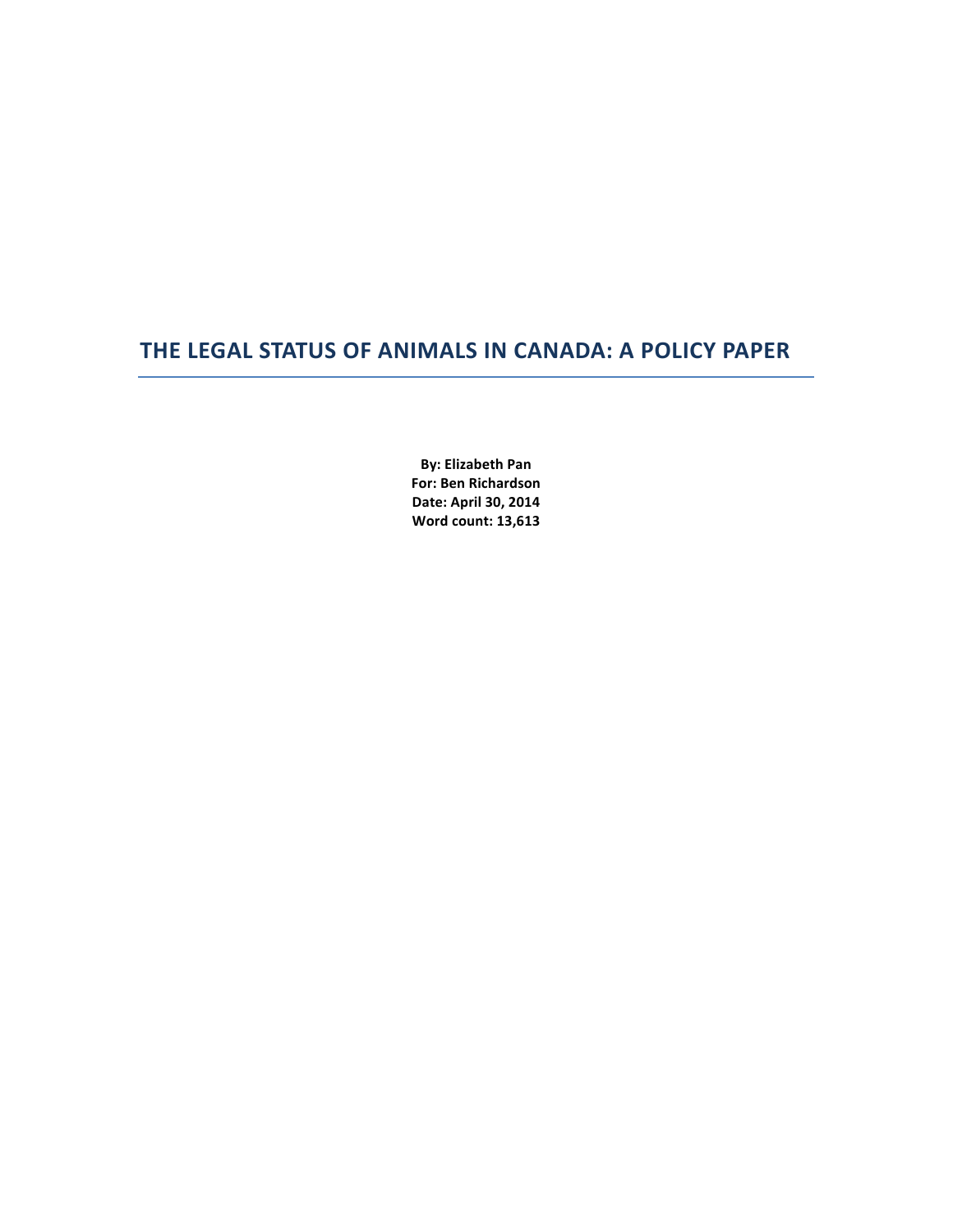# THE LEGAL STATUS OF ANIMALS IN CANADA: A POLICY PAPER

**By: Elizabeth Pan**
**For: Ben Richardson**
**Date: April 30, 2014**
**Word count: 13,613**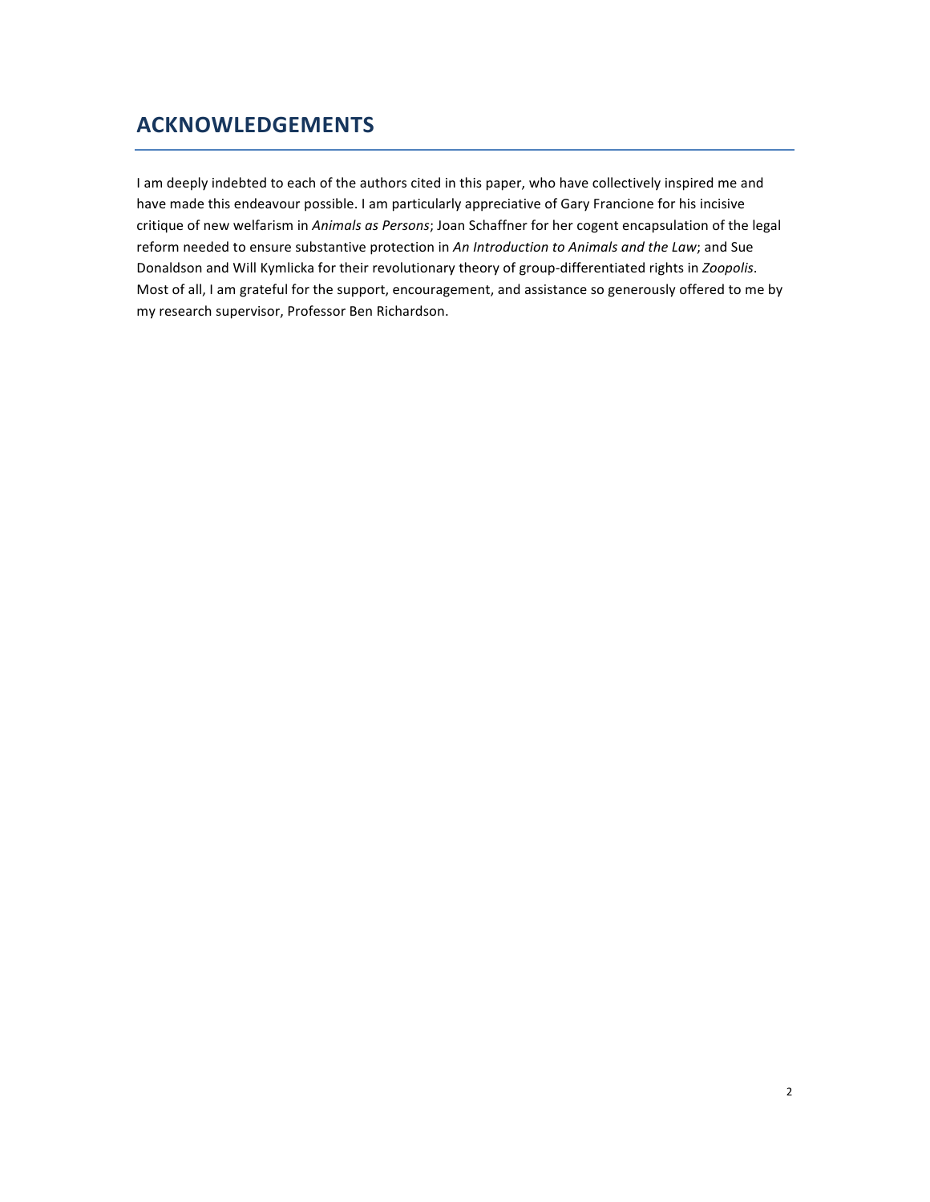# ACKNOWLEDGEMENTS

I am deeply indebted to each of the authors cited in this paper, who have collectively inspired me and have made this endeavour possible. I am particularly appreciative of Gary Francione for his incisive critique of new welfarism in *Animals as Persons*; Joan Schaffner for her cogent encapsulation of the legal reform needed to ensure substantive protection in *An Introduction to Animals and the Law*; and Sue Donaldson and Will Kymlicka for their revolutionary theory of group-differentiated rights in *Zoopolis*. Most of all, I am grateful for the support, encouragement, and assistance so generously offered to me by my research supervisor, Professor Ben Richardson.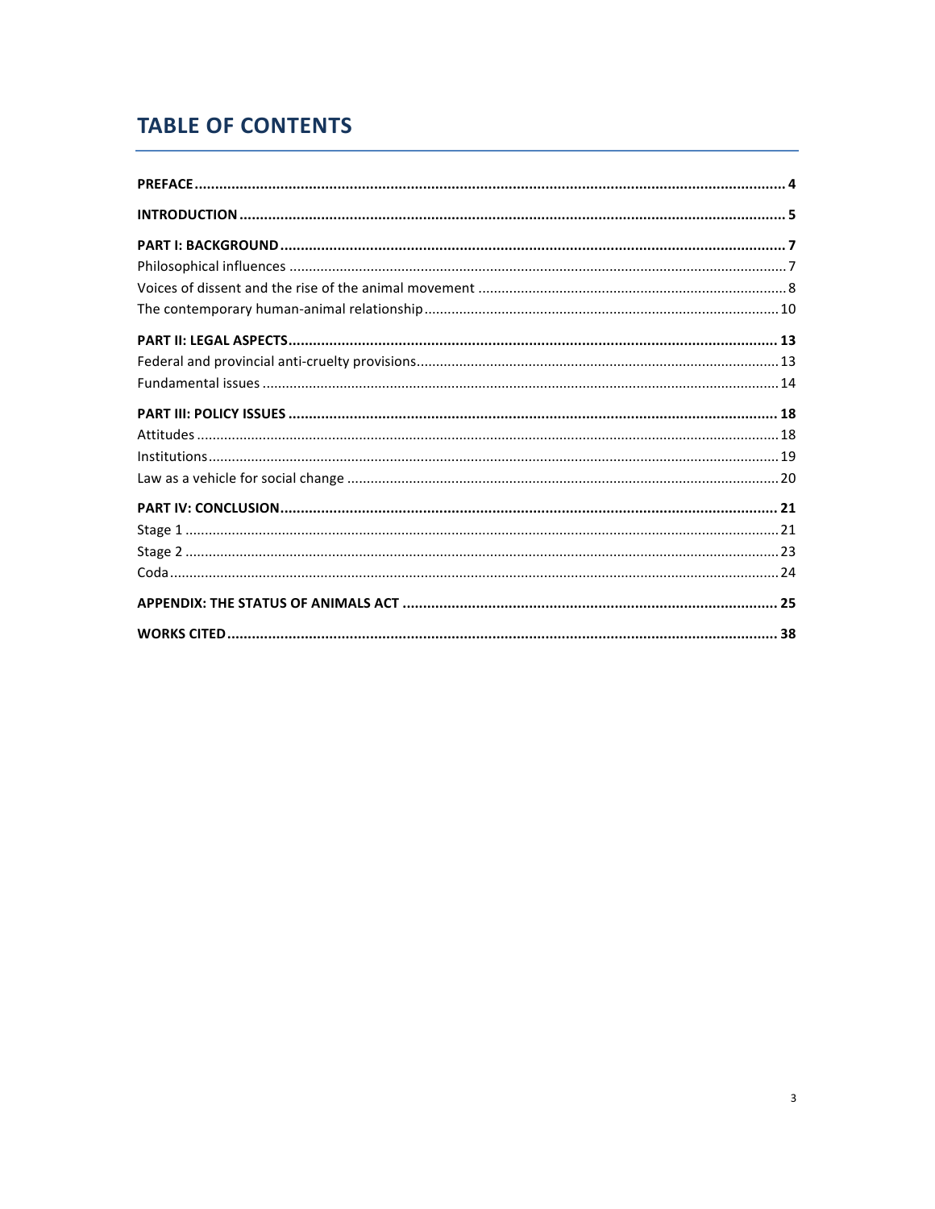# TABLE OF CONTENTS

**PREFACE** .......... **4**

**INTRODUCTION** .......... **5**

**PART I: BACKGROUND** .......... **7**

Philosophical influences .......... 7

Voices of dissent and the rise of the animal movement .......... 8

The contemporary human-animal relationship .......... 10

**PART II: LEGAL ASPECTS** .......... **13**

Federal and provincial anti-cruelty provisions .......... 13

Fundamental issues .......... 14

**PART III: POLICY ISSUES** .......... **18**

Attitudes .......... 18

Institutions .......... 19

Law as a vehicle for social change .......... 20

**PART IV: CONCLUSION** .......... **21**

Stage 1 .......... 21

Stage 2 .......... 23

Coda .......... 24

**APPENDIX: THE STATUS OF ANIMALS ACT** .......... **25**

**WORKS CITED** .......... **38**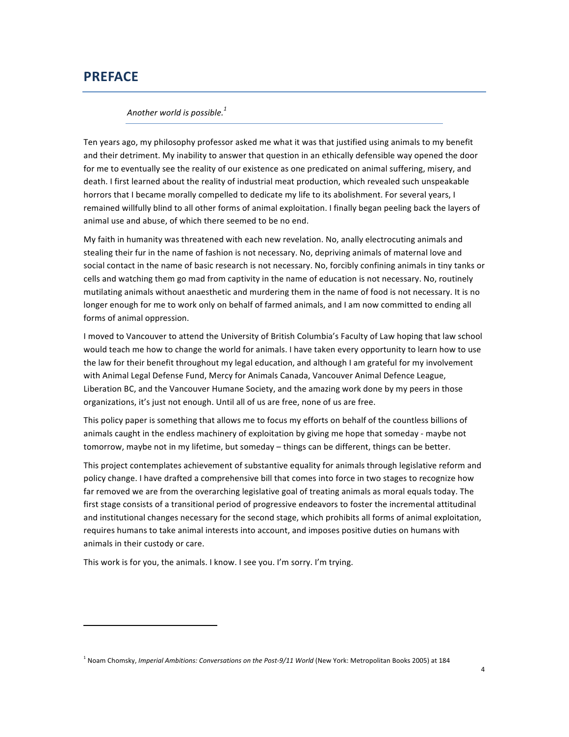## PREFACE

*Another world is possible.*[1]

Ten years ago, my philosophy professor asked me what it was that justified using animals to my benefit and their detriment. My inability to answer that question in an ethically defensible way opened the door for me to eventually see the reality of our existence as one predicated on animal suffering, misery, and death. I first learned about the reality of industrial meat production, which revealed such unspeakable horrors that I became morally compelled to dedicate my life to its abolishment. For several years, I remained willfully blind to all other forms of animal exploitation. I finally began peeling back the layers of animal use and abuse, of which there seemed to be no end.

My faith in humanity was threatened with each new revelation. No, anally electrocuting animals and stealing their fur in the name of fashion is not necessary. No, depriving animals of maternal love and social contact in the name of basic research is not necessary. No, forcibly confining animals in tiny tanks or cells and watching them go mad from captivity in the name of education is not necessary. No, routinely mutilating animals without anaesthetic and murdering them in the name of food is not necessary. It is no longer enough for me to work only on behalf of farmed animals, and I am now committed to ending all forms of animal oppression.

I moved to Vancouver to attend the University of British Columbia's Faculty of Law hoping that law school would teach me how to change the world for animals. I have taken every opportunity to learn how to use the law for their benefit throughout my legal education, and although I am grateful for my involvement with Animal Legal Defense Fund, Mercy for Animals Canada, Vancouver Animal Defence League, Liberation BC, and the Vancouver Humane Society, and the amazing work done by my peers in those organizations, it's just not enough. Until all of us are free, none of us are free.

This policy paper is something that allows me to focus my efforts on behalf of the countless billions of animals caught in the endless machinery of exploitation by giving me hope that someday - maybe not tomorrow, maybe not in my lifetime, but someday – things can be different, things can be better.

This project contemplates achievement of substantive equality for animals through legislative reform and policy change. I have drafted a comprehensive bill that comes into force in two stages to recognize how far removed we are from the overarching legislative goal of treating animals as moral equals today. The first stage consists of a transitional period of progressive endeavors to foster the incremental attitudinal and institutional changes necessary for the second stage, which prohibits all forms of animal exploitation, requires humans to take animal interests into account, and imposes positive duties on humans with animals in their custody or care.

This work is for you, the animals. I know. I see you. I'm sorry. I'm trying.

---

[1] Noam Chomsky, *Imperial Ambitions: Conversations on the Post-9/11 World* (New York: Metropolitan Books 2005) at 184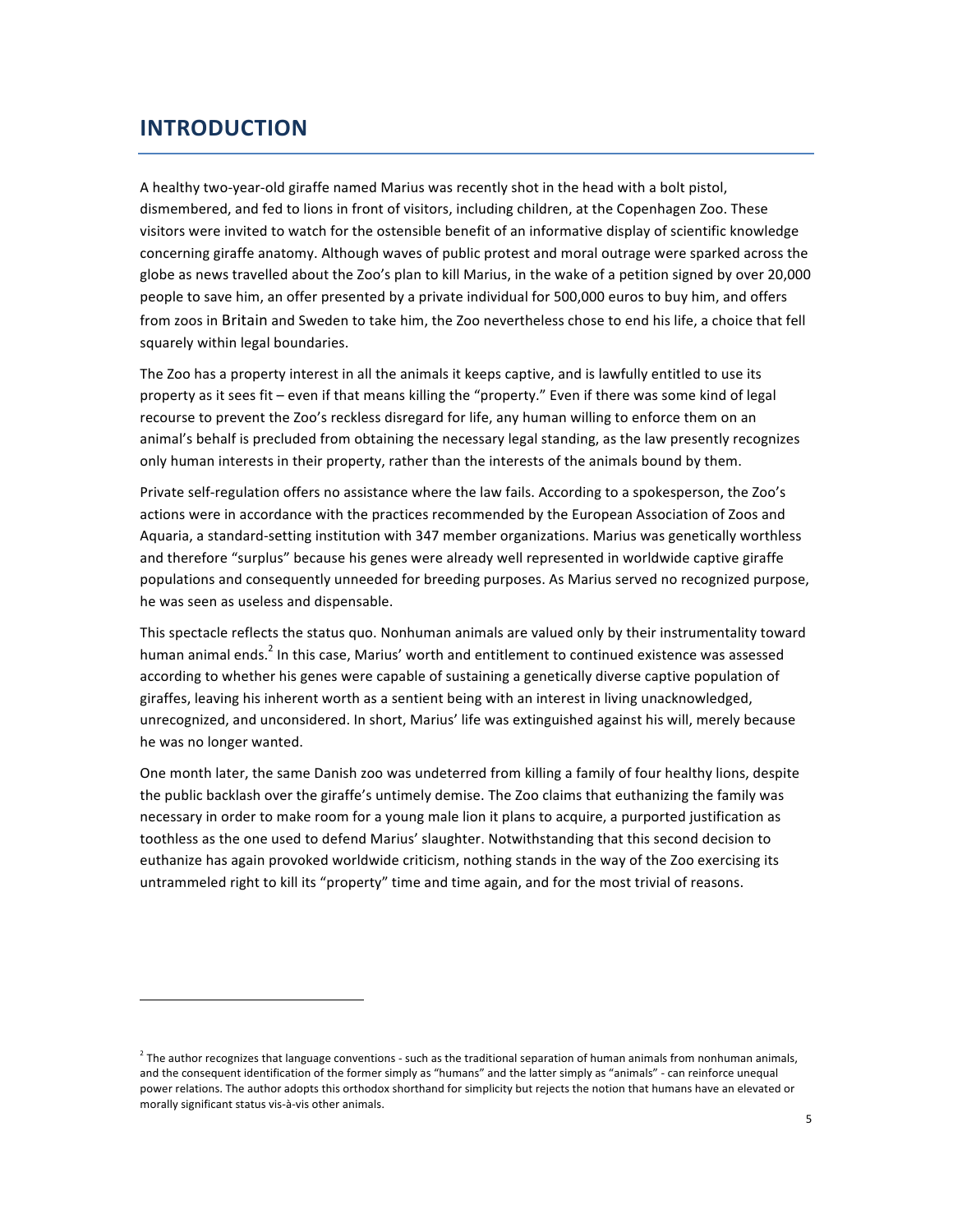# INTRODUCTION

A healthy two-year-old giraffe named Marius was recently shot in the head with a bolt pistol, dismembered, and fed to lions in front of visitors, including children, at the Copenhagen Zoo. These visitors were invited to watch for the ostensible benefit of an informative display of scientific knowledge concerning giraffe anatomy. Although waves of public protest and moral outrage were sparked across the globe as news travelled about the Zoo's plan to kill Marius, in the wake of a petition signed by over 20,000 people to save him, an offer presented by a private individual for 500,000 euros to buy him, and offers from zoos in Britain and Sweden to take him, the Zoo nevertheless chose to end his life, a choice that fell squarely within legal boundaries.

The Zoo has a property interest in all the animals it keeps captive, and is lawfully entitled to use its property as it sees fit – even if that means killing the "property." Even if there was some kind of legal recourse to prevent the Zoo's reckless disregard for life, any human willing to enforce them on an animal's behalf is precluded from obtaining the necessary legal standing, as the law presently recognizes only human interests in their property, rather than the interests of the animals bound by them.

Private self-regulation offers no assistance where the law fails. According to a spokesperson, the Zoo's actions were in accordance with the practices recommended by the European Association of Zoos and Aquaria, a standard-setting institution with 347 member organizations. Marius was genetically worthless and therefore "surplus" because his genes were already well represented in worldwide captive giraffe populations and consequently unneeded for breeding purposes. As Marius served no recognized purpose, he was seen as useless and dispensable.

This spectacle reflects the status quo. Nonhuman animals are valued only by their instrumentality toward human animal ends.[2] In this case, Marius' worth and entitlement to continued existence was assessed according to whether his genes were capable of sustaining a genetically diverse captive population of giraffes, leaving his inherent worth as a sentient being with an interest in living unacknowledged, unrecognized, and unconsidered. In short, Marius' life was extinguished against his will, merely because he was no longer wanted.

One month later, the same Danish zoo was undeterred from killing a family of four healthy lions, despite the public backlash over the giraffe's untimely demise. The Zoo claims that euthanizing the family was necessary in order to make room for a young male lion it plans to acquire, a purported justification as toothless as the one used to defend Marius' slaughter. Notwithstanding that this second decision to euthanize has again provoked worldwide criticism, nothing stands in the way of the Zoo exercising its untrammeled right to kill its "property" time and time again, and for the most trivial of reasons.

---

[2] The author recognizes that language conventions - such as the traditional separation of human animals from nonhuman animals, and the consequent identification of the former simply as "humans" and the latter simply as "animals" - can reinforce unequal power relations. The author adopts this orthodox shorthand for simplicity but rejects the notion that humans have an elevated or morally significant status vis-à-vis other animals.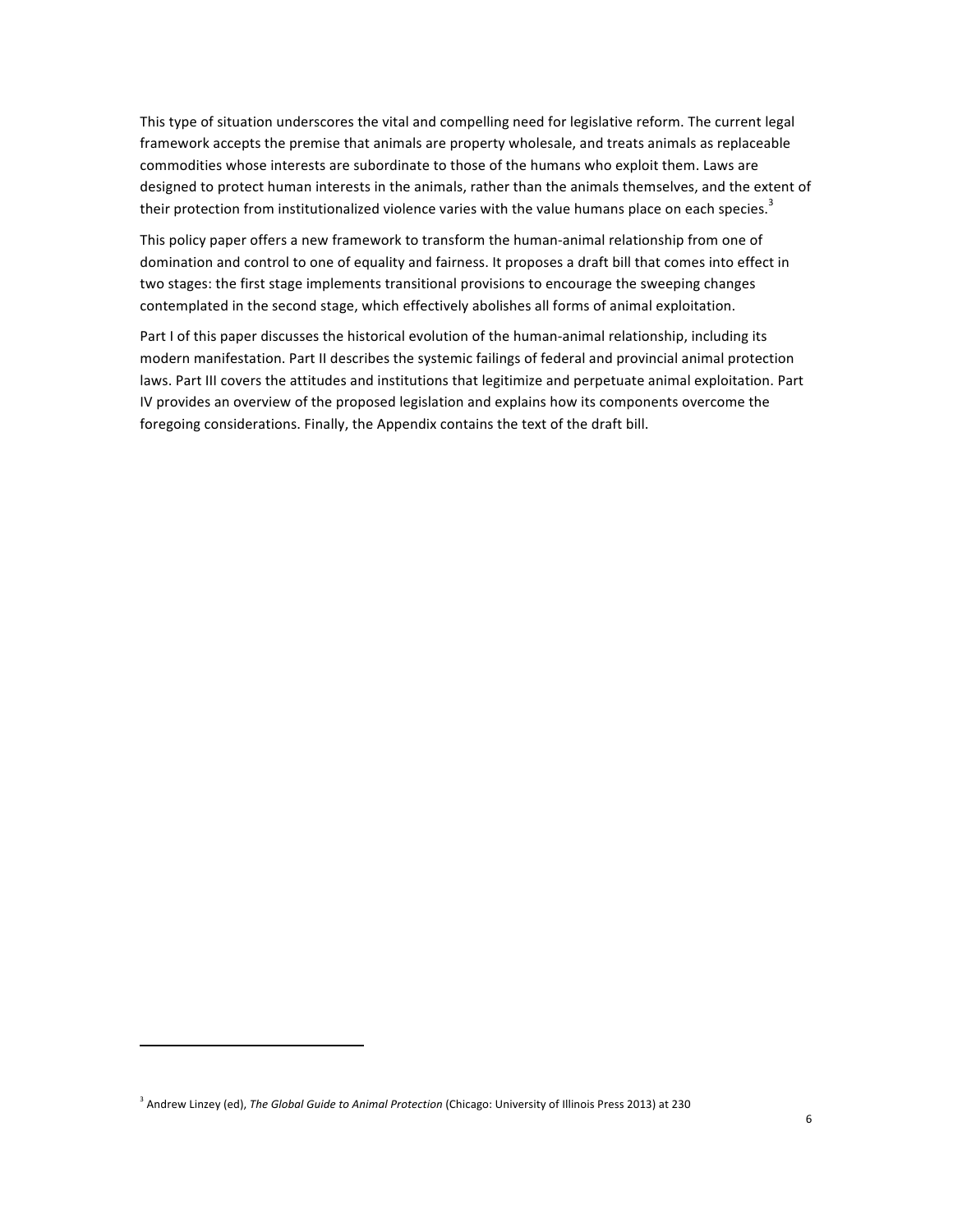This type of situation underscores the vital and compelling need for legislative reform. The current legal framework accepts the premise that animals are property wholesale, and treats animals as replaceable commodities whose interests are subordinate to those of the humans who exploit them. Laws are designed to protect human interests in the animals, rather than the animals themselves, and the extent of their protection from institutionalized violence varies with the value humans place on each species.[3]

This policy paper offers a new framework to transform the human-animal relationship from one of domination and control to one of equality and fairness. It proposes a draft bill that comes into effect in two stages: the first stage implements transitional provisions to encourage the sweeping changes contemplated in the second stage, which effectively abolishes all forms of animal exploitation.

Part I of this paper discusses the historical evolution of the human-animal relationship, including its modern manifestation. Part II describes the systemic failings of federal and provincial animal protection laws. Part III covers the attitudes and institutions that legitimize and perpetuate animal exploitation. Part IV provides an overview of the proposed legislation and explains how its components overcome the foregoing considerations. Finally, the Appendix contains the text of the draft bill.

---

[3] Andrew Linzey (ed), *The Global Guide to Animal Protection* (Chicago: University of Illinois Press 2013) at 230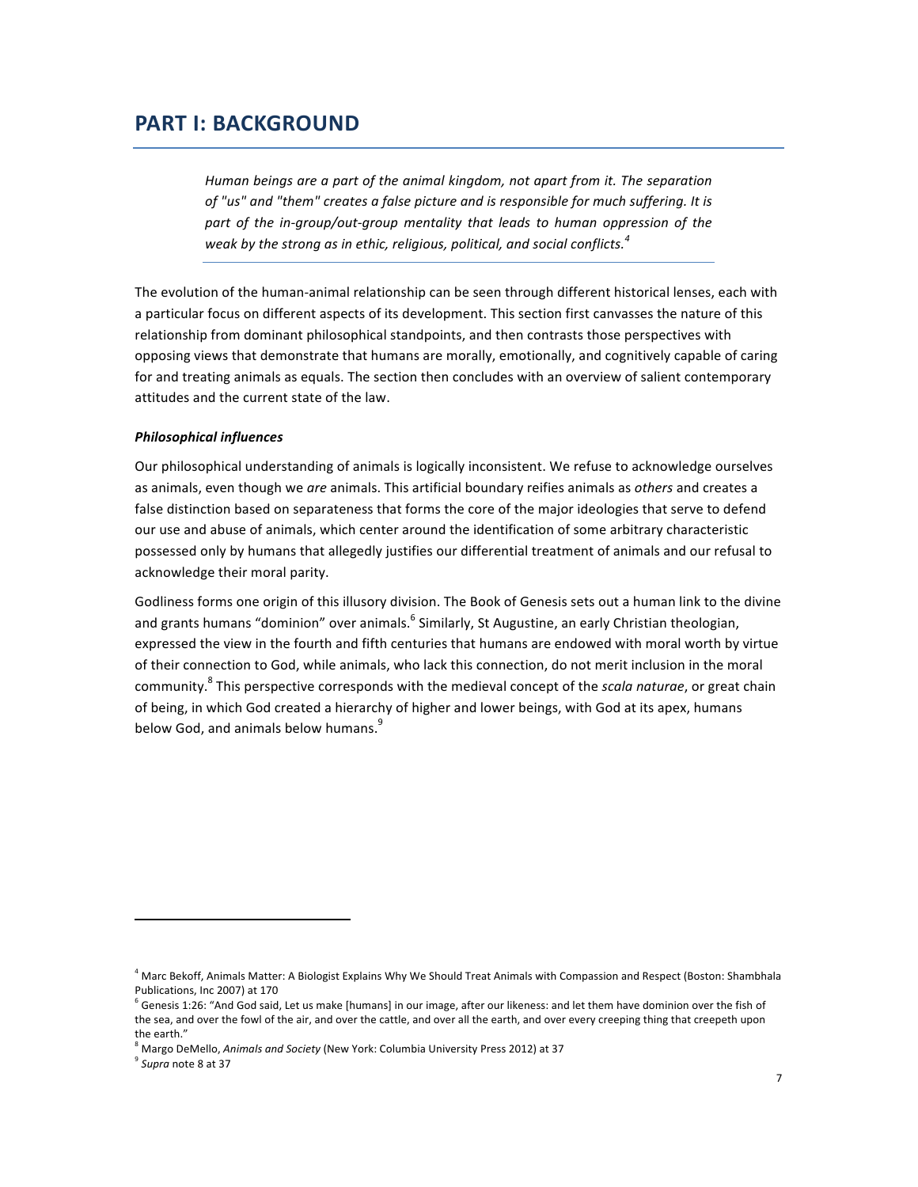# PART I: BACKGROUND

> *Human beings are a part of the animal kingdom, not apart from it. The separation of "us" and "them" creates a false picture and is responsible for much suffering. It is part of the in-group/out-group mentality that leads to human oppression of the weak by the strong as in ethic, religious, political, and social conflicts.*[4]

The evolution of the human-animal relationship can be seen through different historical lenses, each with a particular focus on different aspects of its development. This section first canvasses the nature of this relationship from dominant philosophical standpoints, and then contrasts those perspectives with opposing views that demonstrate that humans are morally, emotionally, and cognitively capable of caring for and treating animals as equals. The section then concludes with an overview of salient contemporary attitudes and the current state of the law.

### *Philosophical influences*

Our philosophical understanding of animals is logically inconsistent. We refuse to acknowledge ourselves as animals, even though we *are* animals. This artificial boundary reifies animals as *others* and creates a false distinction based on separateness that forms the core of the major ideologies that serve to defend our use and abuse of animals, which center around the identification of some arbitrary characteristic possessed only by humans that allegedly justifies our differential treatment of animals and our refusal to acknowledge their moral parity.

Godliness forms one origin of this illusory division. The Book of Genesis sets out a human link to the divine and grants humans "dominion" over animals.[6] Similarly, St Augustine, an early Christian theologian, expressed the view in the fourth and fifth centuries that humans are endowed with moral worth by virtue of their connection to God, while animals, who lack this connection, do not merit inclusion in the moral community.[8] This perspective corresponds with the medieval concept of the *scala naturae*, or great chain of being, in which God created a hierarchy of higher and lower beings, with God at its apex, humans below God, and animals below humans.[9]

---

[4] Marc Bekoff, Animals Matter: A Biologist Explains Why We Should Treat Animals with Compassion and Respect (Boston: Shambhala Publications, Inc 2007) at 170

[6] Genesis 1:26: "And God said, Let us make [humans] in our image, after our likeness: and let them have dominion over the fish of the sea, and over the fowl of the air, and over the cattle, and over all the earth, and over every creeping thing that creepeth upon the earth."

[8] Margo DeMello, *Animals and Society* (New York: Columbia University Press 2012) at 37

[9] *Supra* note 8 at 37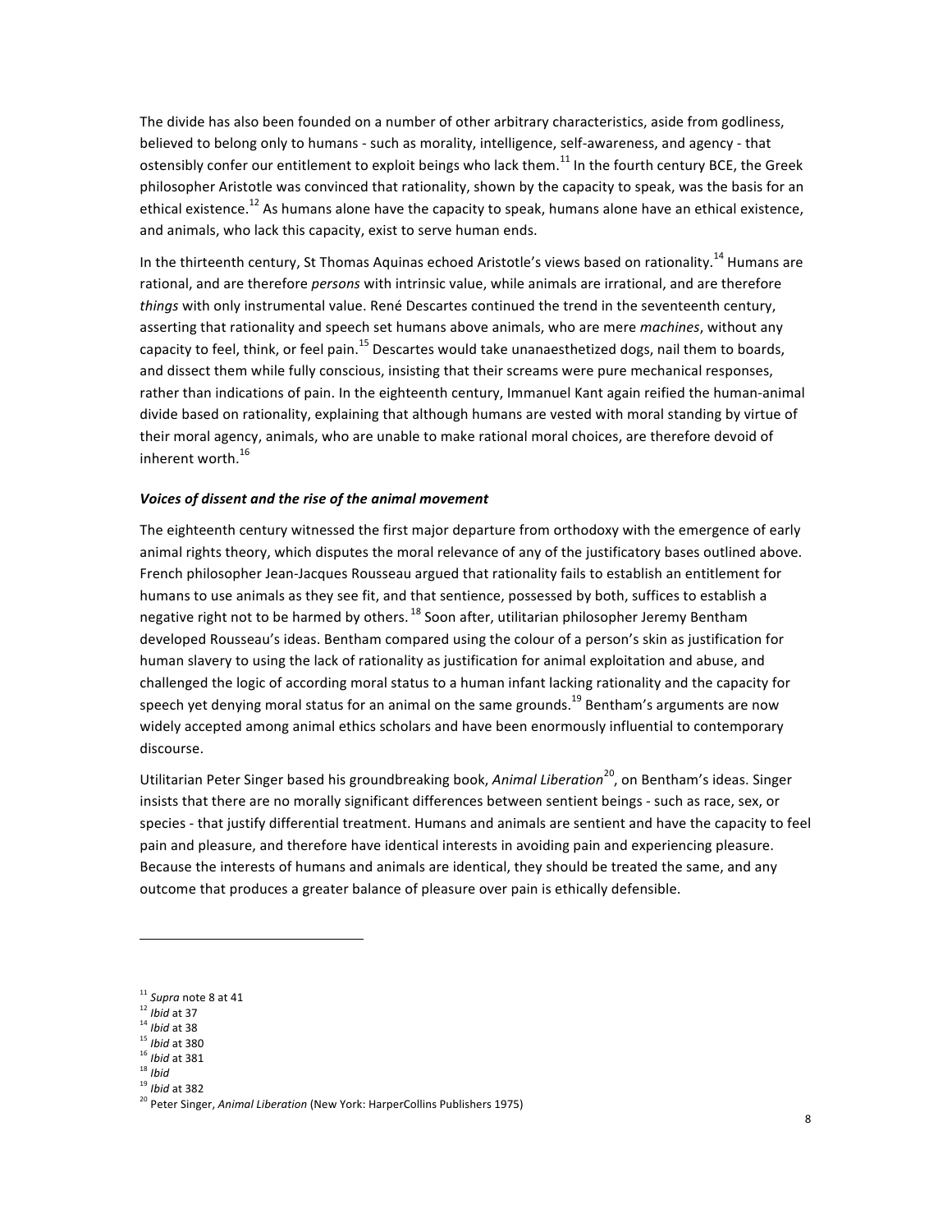The divide has also been founded on a number of other arbitrary characteristics, aside from godliness, believed to belong only to humans - such as morality, intelligence, self-awareness, and agency - that ostensibly confer our entitlement to exploit beings who lack them.[11] In the fourth century BCE, the Greek philosopher Aristotle was convinced that rationality, shown by the capacity to speak, was the basis for an ethical existence.[12] As humans alone have the capacity to speak, humans alone have an ethical existence, and animals, who lack this capacity, exist to serve human ends.

In the thirteenth century, St Thomas Aquinas echoed Aristotle's views based on rationality.[14] Humans are rational, and are therefore *persons* with intrinsic value, while animals are irrational, and are therefore *things* with only instrumental value. René Descartes continued the trend in the seventeenth century, asserting that rationality and speech set humans above animals, who are mere *machines*, without any capacity to feel, think, or feel pain.[15] Descartes would take unanaesthetized dogs, nail them to boards, and dissect them while fully conscious, insisting that their screams were pure mechanical responses, rather than indications of pain. In the eighteenth century, Immanuel Kant again reified the human-animal divide based on rationality, explaining that although humans are vested with moral standing by virtue of their moral agency, animals, who are unable to make rational moral choices, are therefore devoid of inherent worth.[16]

### ***Voices of dissent and the rise of the animal movement***

The eighteenth century witnessed the first major departure from orthodoxy with the emergence of early animal rights theory, which disputes the moral relevance of any of the justificatory bases outlined above. French philosopher Jean-Jacques Rousseau argued that rationality fails to establish an entitlement for humans to use animals as they see fit, and that sentience, possessed by both, suffices to establish a negative right not to be harmed by others. [18] Soon after, utilitarian philosopher Jeremy Bentham developed Rousseau's ideas. Bentham compared using the colour of a person's skin as justification for human slavery to using the lack of rationality as justification for animal exploitation and abuse, and challenged the logic of according moral status to a human infant lacking rationality and the capacity for speech yet denying moral status for an animal on the same grounds.[19] Bentham's arguments are now widely accepted among animal ethics scholars and have been enormously influential to contemporary discourse.

Utilitarian Peter Singer based his groundbreaking book, *Animal Liberation*[20], on Bentham's ideas. Singer insists that there are no morally significant differences between sentient beings - such as race, sex, or species - that justify differential treatment. Humans and animals are sentient and have the capacity to feel pain and pleasure, and therefore have identical interests in avoiding pain and experiencing pleasure. Because the interests of humans and animals are identical, they should be treated the same, and any outcome that produces a greater balance of pleasure over pain is ethically defensible.

---

[11] *Supra* note 8 at 41
[12] *Ibid* at 37
[14] *Ibid* at 38
[15] *Ibid* at 380
[16] *Ibid* at 381
[18] *Ibid*
[19] *Ibid* at 382
[20] Peter Singer, *Animal Liberation* (New York: HarperCollins Publishers 1975)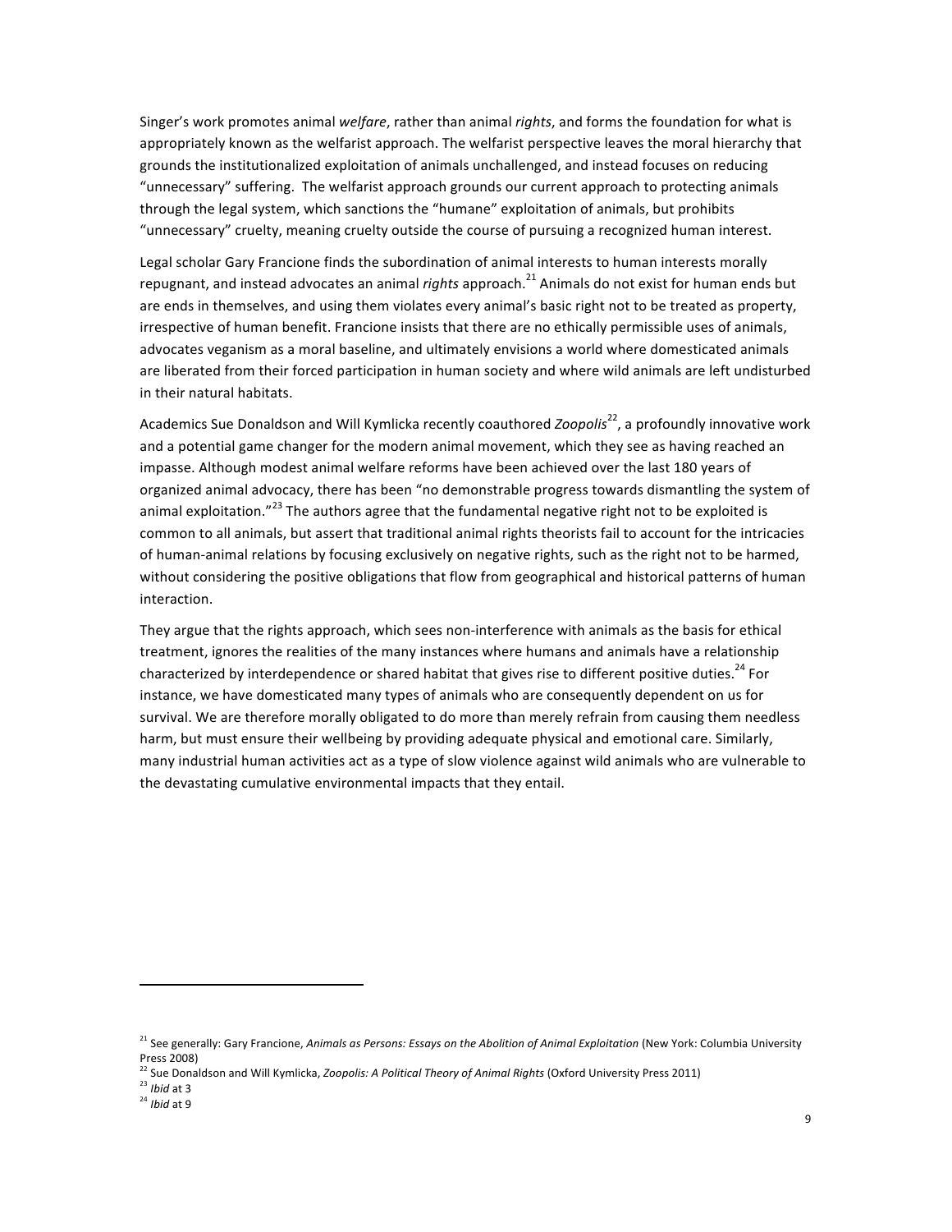Singer's work promotes animal *welfare*, rather than animal *rights*, and forms the foundation for what is appropriately known as the welfarist approach. The welfarist perspective leaves the moral hierarchy that grounds the institutionalized exploitation of animals unchallenged, and instead focuses on reducing "unnecessary" suffering. The welfarist approach grounds our current approach to protecting animals through the legal system, which sanctions the "humane" exploitation of animals, but prohibits "unnecessary" cruelty, meaning cruelty outside the course of pursuing a recognized human interest.

Legal scholar Gary Francione finds the subordination of animal interests to human interests morally repugnant, and instead advocates an animal *rights* approach.[21] Animals do not exist for human ends but are ends in themselves, and using them violates every animal's basic right not to be treated as property, irrespective of human benefit. Francione insists that there are no ethically permissible uses of animals, advocates veganism as a moral baseline, and ultimately envisions a world where domesticated animals are liberated from their forced participation in human society and where wild animals are left undisturbed in their natural habitats.

Academics Sue Donaldson and Will Kymlicka recently coauthored *Zoopolis*[22], a profoundly innovative work and a potential game changer for the modern animal movement, which they see as having reached an impasse. Although modest animal welfare reforms have been achieved over the last 180 years of organized animal advocacy, there has been "no demonstrable progress towards dismantling the system of animal exploitation."[23] The authors agree that the fundamental negative right not to be exploited is common to all animals, but assert that traditional animal rights theorists fail to account for the intricacies of human-animal relations by focusing exclusively on negative rights, such as the right not to be harmed, without considering the positive obligations that flow from geographical and historical patterns of human interaction.

They argue that the rights approach, which sees non-interference with animals as the basis for ethical treatment, ignores the realities of the many instances where humans and animals have a relationship characterized by interdependence or shared habitat that gives rise to different positive duties.[24] For instance, we have domesticated many types of animals who are consequently dependent on us for survival. We are therefore morally obligated to do more than merely refrain from causing them needless harm, but must ensure their wellbeing by providing adequate physical and emotional care. Similarly, many industrial human activities act as a type of slow violence against wild animals who are vulnerable to the devastating cumulative environmental impacts that they entail.

---

[21] See generally: Gary Francione, *Animals as Persons: Essays on the Abolition of Animal Exploitation* (New York: Columbia University Press 2008)

[22] Sue Donaldson and Will Kymlicka, *Zoopolis: A Political Theory of Animal Rights* (Oxford University Press 2011)

[23] *Ibid* at 3

[24] *Ibid* at 9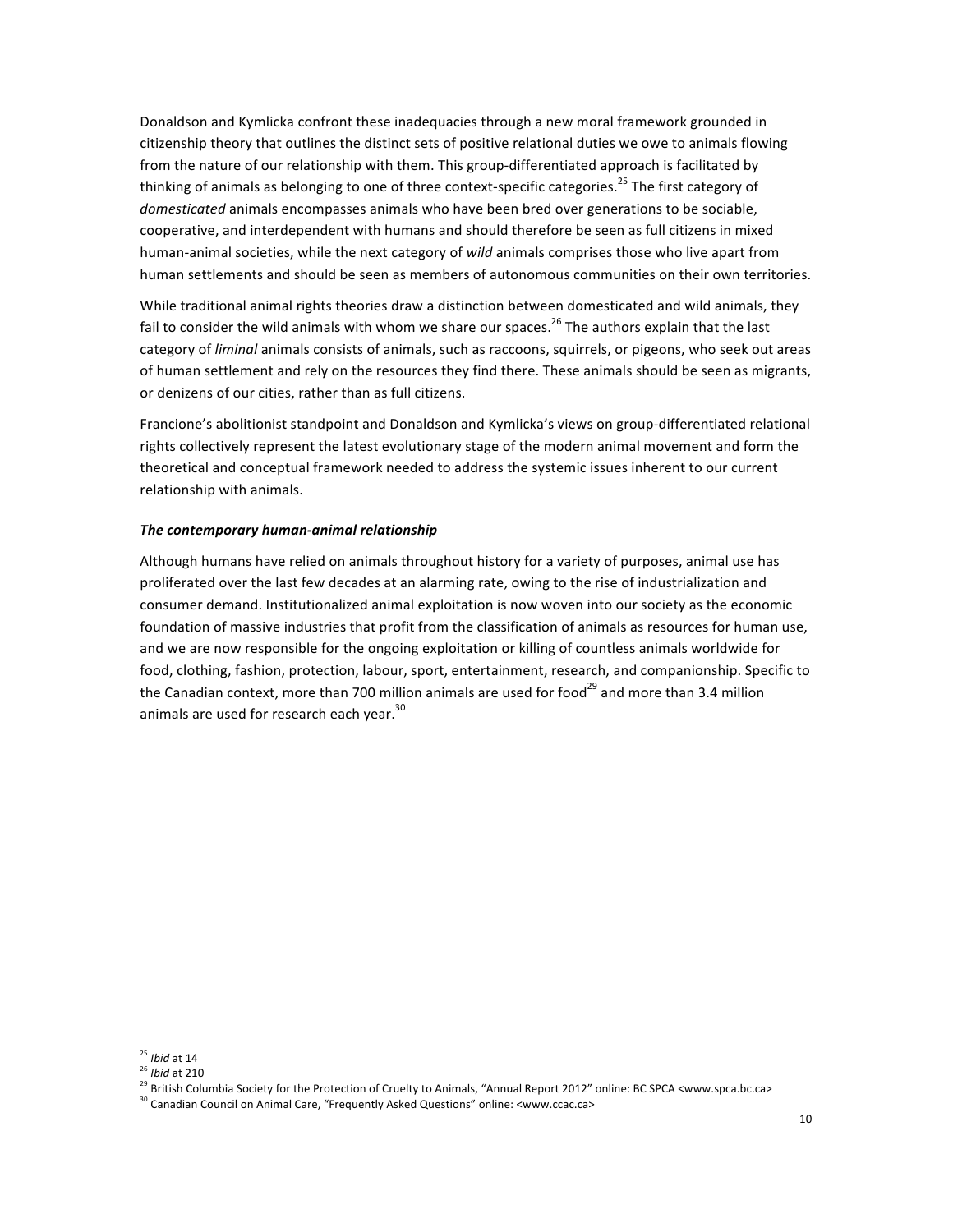Donaldson and Kymlicka confront these inadequacies through a new moral framework grounded in citizenship theory that outlines the distinct sets of positive relational duties we owe to animals flowing from the nature of our relationship with them. This group-differentiated approach is facilitated by thinking of animals as belonging to one of three context-specific categories.[25] The first category of *domesticated* animals encompasses animals who have been bred over generations to be sociable, cooperative, and interdependent with humans and should therefore be seen as full citizens in mixed human-animal societies, while the next category of *wild* animals comprises those who live apart from human settlements and should be seen as members of autonomous communities on their own territories.

While traditional animal rights theories draw a distinction between domesticated and wild animals, they fail to consider the wild animals with whom we share our spaces.[26] The authors explain that the last category of *liminal* animals consists of animals, such as raccoons, squirrels, or pigeons, who seek out areas of human settlement and rely on the resources they find there. These animals should be seen as migrants, or denizens of our cities, rather than as full citizens.

Francione's abolitionist standpoint and Donaldson and Kymlicka's views on group-differentiated relational rights collectively represent the latest evolutionary stage of the modern animal movement and form the theoretical and conceptual framework needed to address the systemic issues inherent to our current relationship with animals.

***The contemporary human-animal relationship***

Although humans have relied on animals throughout history for a variety of purposes, animal use has proliferated over the last few decades at an alarming rate, owing to the rise of industrialization and consumer demand. Institutionalized animal exploitation is now woven into our society as the economic foundation of massive industries that profit from the classification of animals as resources for human use, and we are now responsible for the ongoing exploitation or killing of countless animals worldwide for food, clothing, fashion, protection, labour, sport, entertainment, research, and companionship. Specific to the Canadian context, more than 700 million animals are used for food[29] and more than 3.4 million animals are used for research each year.[30]

---

[25] *Ibid* at 14

[26] *Ibid* at 210

[29] British Columbia Society for the Protection of Cruelty to Animals, "Annual Report 2012" online: BC SPCA <www.spca.bc.ca>

[30] Canadian Council on Animal Care, "Frequently Asked Questions" online: <www.ccac.ca>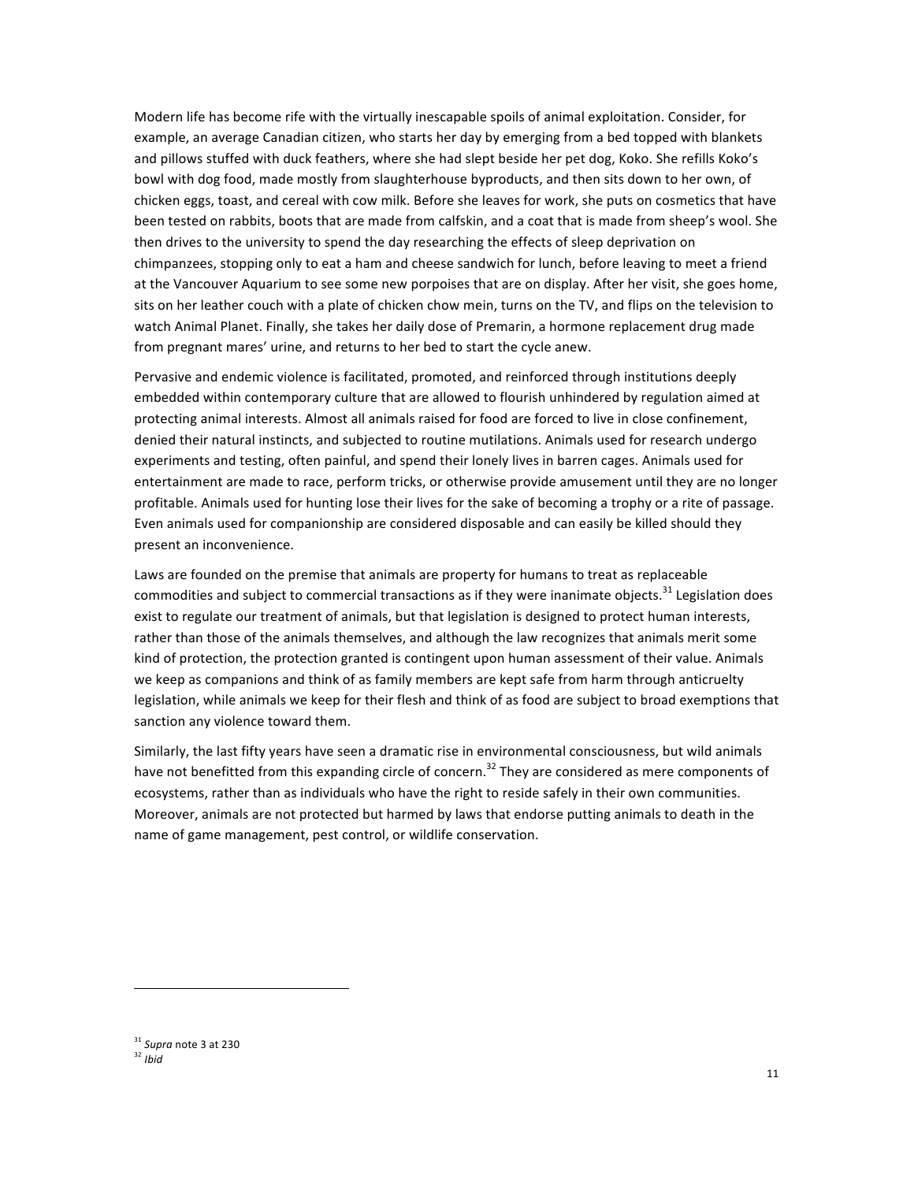Modern life has become rife with the virtually inescapable spoils of animal exploitation. Consider, for example, an average Canadian citizen, who starts her day by emerging from a bed topped with blankets and pillows stuffed with duck feathers, where she had slept beside her pet dog, Koko. She refills Koko's bowl with dog food, made mostly from slaughterhouse byproducts, and then sits down to her own, of chicken eggs, toast, and cereal with cow milk. Before she leaves for work, she puts on cosmetics that have been tested on rabbits, boots that are made from calfskin, and a coat that is made from sheep's wool. She then drives to the university to spend the day researching the effects of sleep deprivation on chimpanzees, stopping only to eat a ham and cheese sandwich for lunch, before leaving to meet a friend at the Vancouver Aquarium to see some new porpoises that are on display. After her visit, she goes home, sits on her leather couch with a plate of chicken chow mein, turns on the TV, and flips on the television to watch Animal Planet. Finally, she takes her daily dose of Premarin, a hormone replacement drug made from pregnant mares' urine, and returns to her bed to start the cycle anew.

Pervasive and endemic violence is facilitated, promoted, and reinforced through institutions deeply embedded within contemporary culture that are allowed to flourish unhindered by regulation aimed at protecting animal interests. Almost all animals raised for food are forced to live in close confinement, denied their natural instincts, and subjected to routine mutilations. Animals used for research undergo experiments and testing, often painful, and spend their lonely lives in barren cages. Animals used for entertainment are made to race, perform tricks, or otherwise provide amusement until they are no longer profitable. Animals used for hunting lose their lives for the sake of becoming a trophy or a rite of passage. Even animals used for companionship are considered disposable and can easily be killed should they present an inconvenience.

Laws are founded on the premise that animals are property for humans to treat as replaceable commodities and subject to commercial transactions as if they were inanimate objects.[31] Legislation does exist to regulate our treatment of animals, but that legislation is designed to protect human interests, rather than those of the animals themselves, and although the law recognizes that animals merit some kind of protection, the protection granted is contingent upon human assessment of their value. Animals we keep as companions and think of as family members are kept safe from harm through anticruelty legislation, while animals we keep for their flesh and think of as food are subject to broad exemptions that sanction any violence toward them.

Similarly, the last fifty years have seen a dramatic rise in environmental consciousness, but wild animals have not benefitted from this expanding circle of concern.[32] They are considered as mere components of ecosystems, rather than as individuals who have the right to reside safely in their own communities. Moreover, animals are not protected but harmed by laws that endorse putting animals to death in the name of game management, pest control, or wildlife conservation.

---

[31] *Supra* note 3 at 230

[32] *Ibid*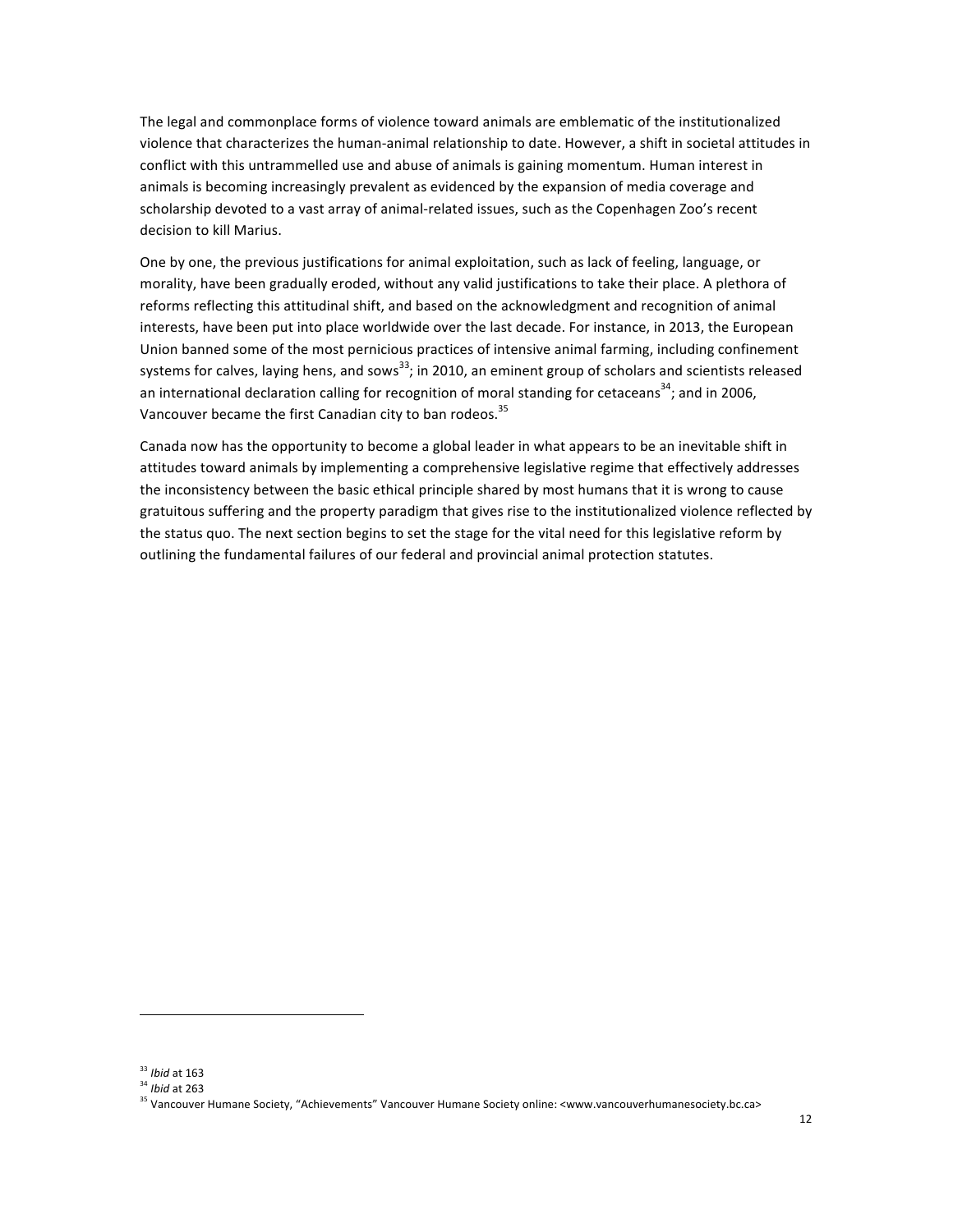The legal and commonplace forms of violence toward animals are emblematic of the institutionalized violence that characterizes the human-animal relationship to date. However, a shift in societal attitudes in conflict with this untrammelled use and abuse of animals is gaining momentum. Human interest in animals is becoming increasingly prevalent as evidenced by the expansion of media coverage and scholarship devoted to a vast array of animal-related issues, such as the Copenhagen Zoo's recent decision to kill Marius.

One by one, the previous justifications for animal exploitation, such as lack of feeling, language, or morality, have been gradually eroded, without any valid justifications to take their place. A plethora of reforms reflecting this attitudinal shift, and based on the acknowledgment and recognition of animal interests, have been put into place worldwide over the last decade. For instance, in 2013, the European Union banned some of the most pernicious practices of intensive animal farming, including confinement systems for calves, laying hens, and sows[33]; in 2010, an eminent group of scholars and scientists released an international declaration calling for recognition of moral standing for cetaceans[34]; and in 2006, Vancouver became the first Canadian city to ban rodeos.[35]

Canada now has the opportunity to become a global leader in what appears to be an inevitable shift in attitudes toward animals by implementing a comprehensive legislative regime that effectively addresses the inconsistency between the basic ethical principle shared by most humans that it is wrong to cause gratuitous suffering and the property paradigm that gives rise to the institutionalized violence reflected by the status quo. The next section begins to set the stage for the vital need for this legislative reform by outlining the fundamental failures of our federal and provincial animal protection statutes.

---

[33] *Ibid* at 163

[34] *Ibid* at 263

[35] Vancouver Humane Society, "Achievements" Vancouver Humane Society online: <www.vancouverhumanesociety.bc.ca>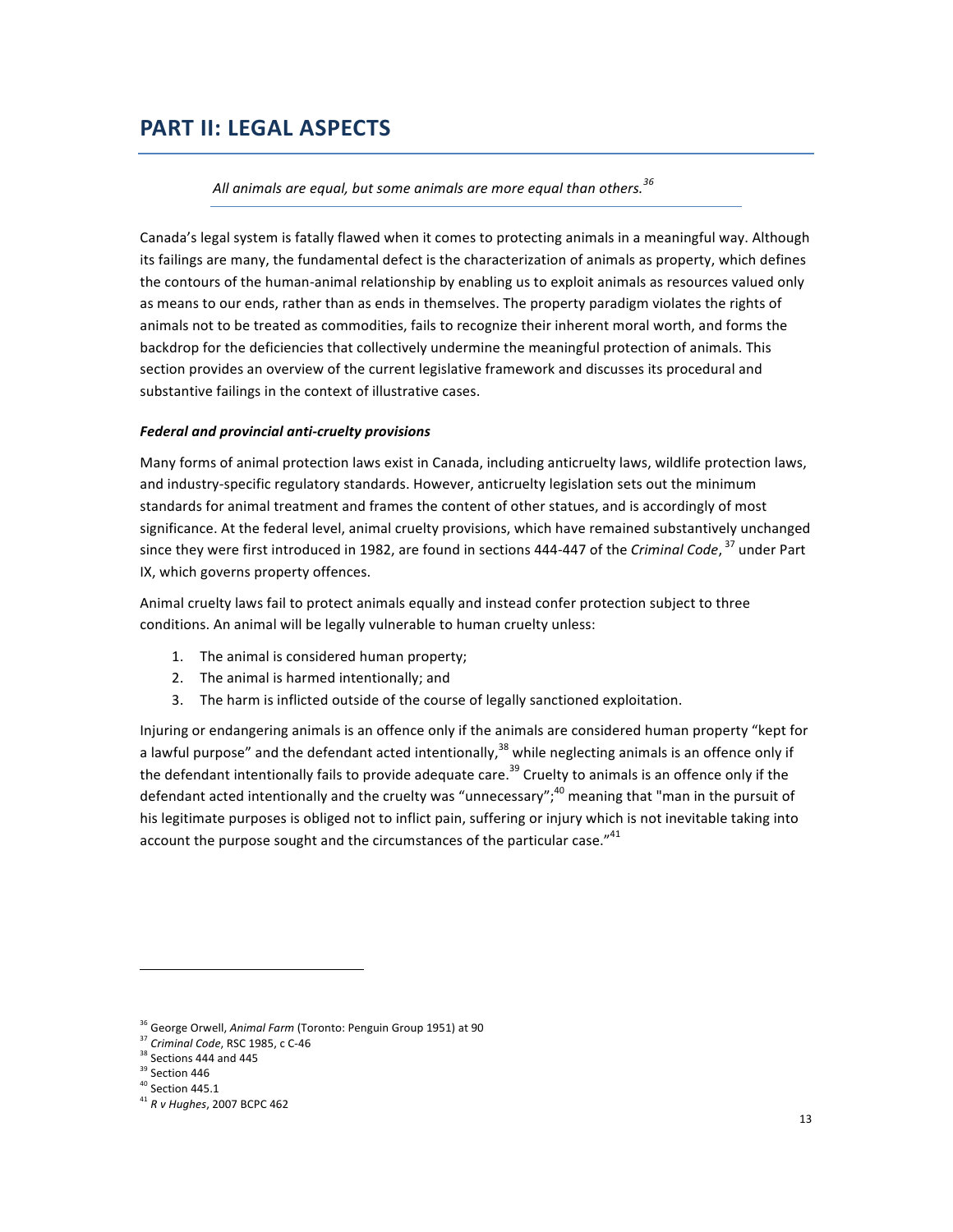# PART II: LEGAL ASPECTS

*All animals are equal, but some animals are more equal than others.*[36]

Canada's legal system is fatally flawed when it comes to protecting animals in a meaningful way. Although its failings are many, the fundamental defect is the characterization of animals as property, which defines the contours of the human-animal relationship by enabling us to exploit animals as resources valued only as means to our ends, rather than as ends in themselves. The property paradigm violates the rights of animals not to be treated as commodities, fails to recognize their inherent moral worth, and forms the backdrop for the deficiencies that collectively undermine the meaningful protection of animals. This section provides an overview of the current legislative framework and discusses its procedural and substantive failings in the context of illustrative cases.

***Federal and provincial anti-cruelty provisions***

Many forms of animal protection laws exist in Canada, including anticruelty laws, wildlife protection laws, and industry-specific regulatory standards. However, anticruelty legislation sets out the minimum standards for animal treatment and frames the content of other statues, and is accordingly of most significance. At the federal level, animal cruelty provisions, which have remained substantively unchanged since they were first introduced in 1982, are found in sections 444-447 of the *Criminal Code*,[37] under Part IX, which governs property offences.

Animal cruelty laws fail to protect animals equally and instead confer protection subject to three conditions. An animal will be legally vulnerable to human cruelty unless:

1. The animal is considered human property;
2. The animal is harmed intentionally; and
3. The harm is inflicted outside of the course of legally sanctioned exploitation.

Injuring or endangering animals is an offence only if the animals are considered human property "kept for a lawful purpose" and the defendant acted intentionally,[38] while neglecting animals is an offence only if the defendant intentionally fails to provide adequate care.[39] Cruelty to animals is an offence only if the defendant acted intentionally and the cruelty was "unnecessary";[40] meaning that "man in the pursuit of his legitimate purposes is obliged not to inflict pain, suffering or injury which is not inevitable taking into account the purpose sought and the circumstances of the particular case."[41]

---

[36] George Orwell, *Animal Farm* (Toronto: Penguin Group 1951) at 90

[37] *Criminal Code*, RSC 1985, c C-46

[38] Sections 444 and 445

[39] Section 446

[40] Section 445.1

[41] *R v Hughes*, 2007 BCPC 462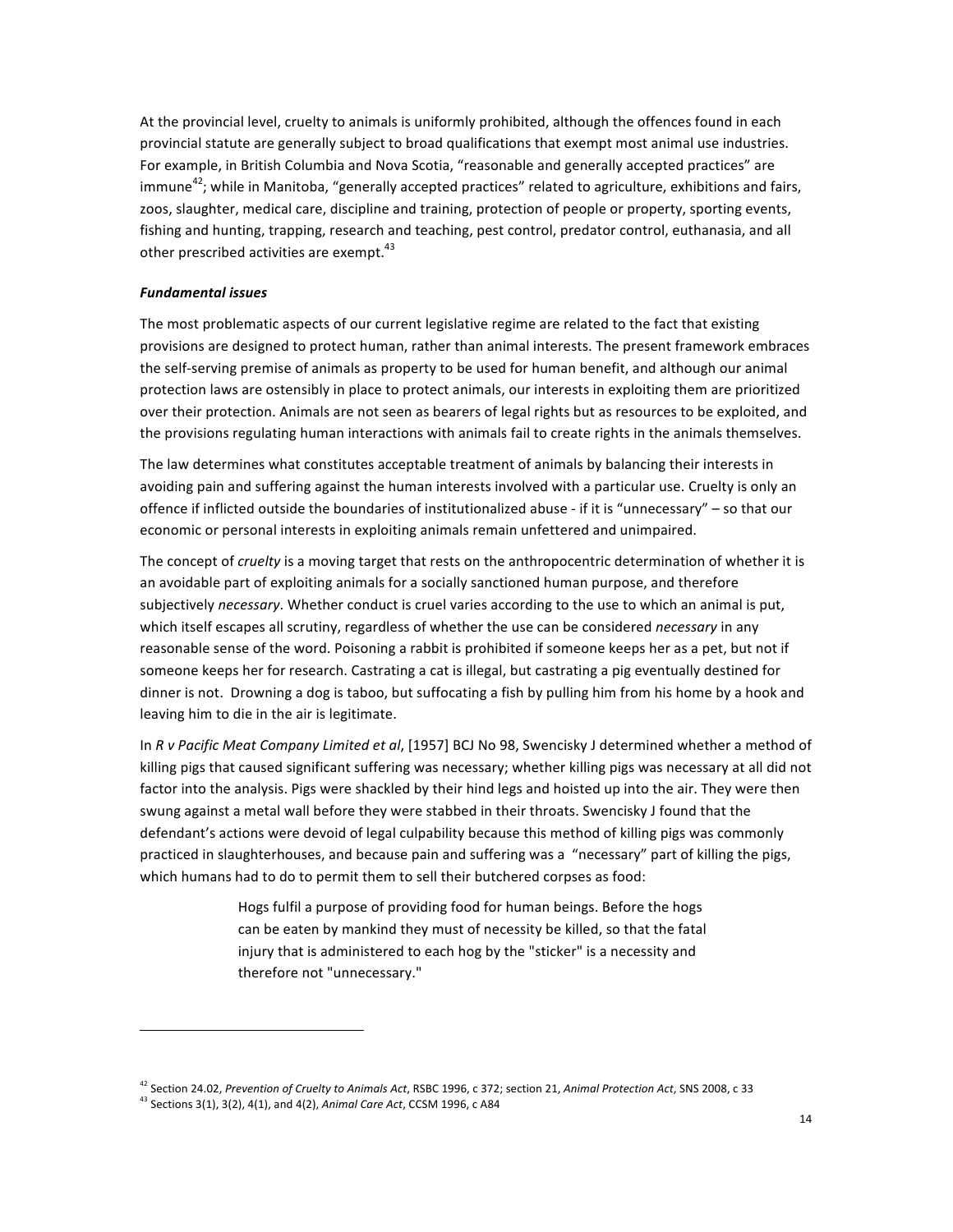At the provincial level, cruelty to animals is uniformly prohibited, although the offences found in each provincial statute are generally subject to broad qualifications that exempt most animal use industries. For example, in British Columbia and Nova Scotia, "reasonable and generally accepted practices" are immune[42]; while in Manitoba, "generally accepted practices" related to agriculture, exhibitions and fairs, zoos, slaughter, medical care, discipline and training, protection of people or property, sporting events, fishing and hunting, trapping, research and teaching, pest control, predator control, euthanasia, and all other prescribed activities are exempt.[43]

***Fundamental issues***

The most problematic aspects of our current legislative regime are related to the fact that existing provisions are designed to protect human, rather than animal interests. The present framework embraces the self-serving premise of animals as property to be used for human benefit, and although our animal protection laws are ostensibly in place to protect animals, our interests in exploiting them are prioritized over their protection. Animals are not seen as bearers of legal rights but as resources to be exploited, and the provisions regulating human interactions with animals fail to create rights in the animals themselves.

The law determines what constitutes acceptable treatment of animals by balancing their interests in avoiding pain and suffering against the human interests involved with a particular use. Cruelty is only an offence if inflicted outside the boundaries of institutionalized abuse - if it is "unnecessary" – so that our economic or personal interests in exploiting animals remain unfettered and unimpaired.

The concept of *cruelty* is a moving target that rests on the anthropocentric determination of whether it is an avoidable part of exploiting animals for a socially sanctioned human purpose, and therefore subjectively *necessary*. Whether conduct is cruel varies according to the use to which an animal is put, which itself escapes all scrutiny, regardless of whether the use can be considered *necessary* in any reasonable sense of the word. Poisoning a rabbit is prohibited if someone keeps her as a pet, but not if someone keeps her for research. Castrating a cat is illegal, but castrating a pig eventually destined for dinner is not. Drowning a dog is taboo, but suffocating a fish by pulling him from his home by a hook and leaving him to die in the air is legitimate.

In *R v Pacific Meat Company Limited et al*, [1957] BCJ No 98, Swencisky J determined whether a method of killing pigs that caused significant suffering was necessary; whether killing pigs was necessary at all did not factor into the analysis. Pigs were shackled by their hind legs and hoisted up into the air. They were then swung against a metal wall before they were stabbed in their throats. Swencisky J found that the defendant's actions were devoid of legal culpability because this method of killing pigs was commonly practiced in slaughterhouses, and because pain and suffering was a "necessary" part of killing the pigs, which humans had to do to permit them to sell their butchered corpses as food:

> Hogs fulfil a purpose of providing food for human beings. Before the hogs can be eaten by mankind they must of necessity be killed, so that the fatal injury that is administered to each hog by the "sticker" is a necessity and therefore not "unnecessary."

---

[42] Section 24.02, *Prevention of Cruelty to Animals Act*, RSBC 1996, c 372; section 21, *Animal Protection Act*, SNS 2008, c 33

[43] Sections 3(1), 3(2), 4(1), and 4(2), *Animal Care Act*, CCSM 1996, c A84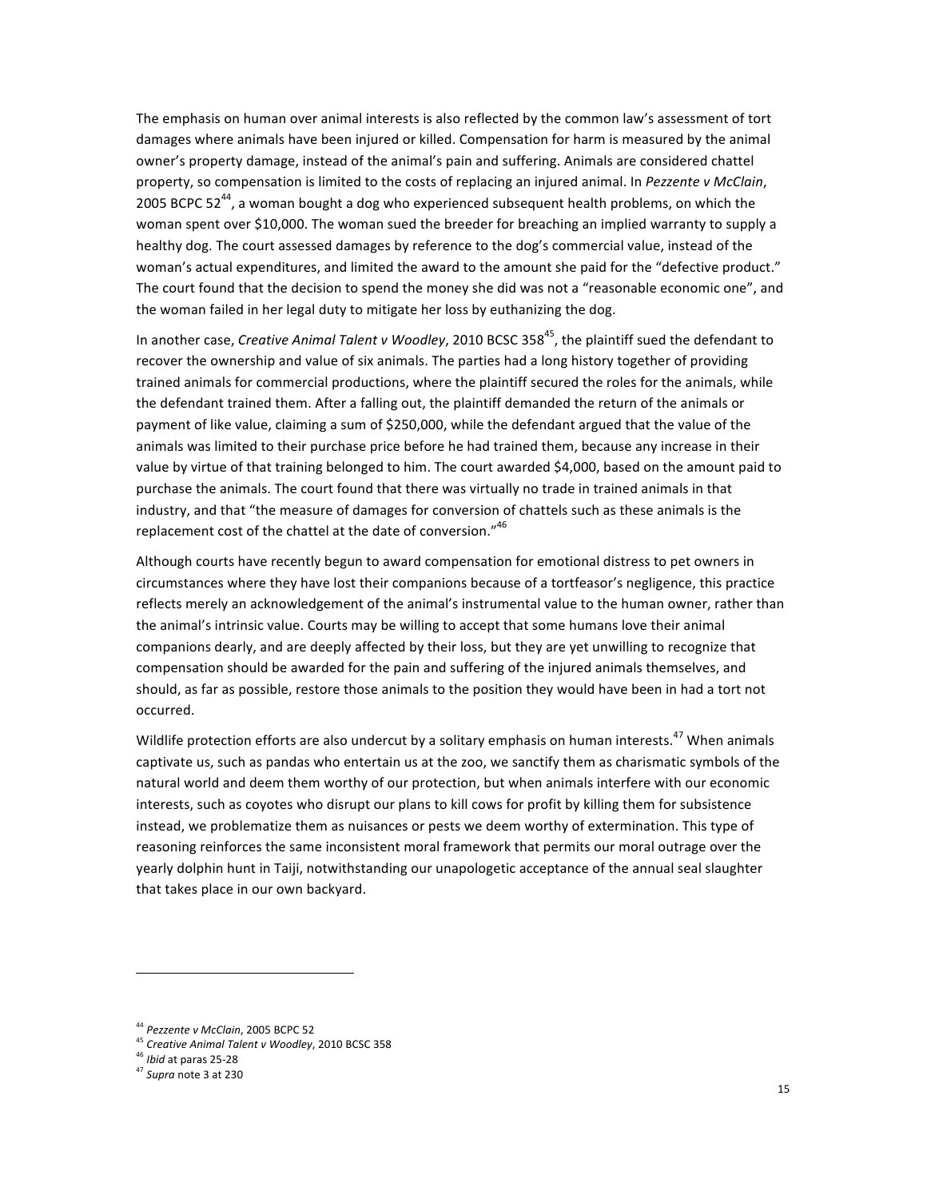The emphasis on human over animal interests is also reflected by the common law's assessment of tort damages where animals have been injured or killed. Compensation for harm is measured by the animal owner's property damage, instead of the animal's pain and suffering. Animals are considered chattel property, so compensation is limited to the costs of replacing an injured animal. In *Pezzente v McClain*, 2005 BCPC 52[44], a woman bought a dog who experienced subsequent health problems, on which the woman spent over $10,000. The woman sued the breeder for breaching an implied warranty to supply a healthy dog. The court assessed damages by reference to the dog's commercial value, instead of the woman's actual expenditures, and limited the award to the amount she paid for the "defective product." The court found that the decision to spend the money she did was not a "reasonable economic one", and the woman failed in her legal duty to mitigate her loss by euthanizing the dog.

In another case, *Creative Animal Talent v Woodley*, 2010 BCSC 358[45], the plaintiff sued the defendant to recover the ownership and value of six animals. The parties had a long history together of providing trained animals for commercial productions, where the plaintiff secured the roles for the animals, while the defendant trained them. After a falling out, the plaintiff demanded the return of the animals or payment of like value, claiming a sum of $250,000, while the defendant argued that the value of the animals was limited to their purchase price before he had trained them, because any increase in their value by virtue of that training belonged to him. The court awarded $4,000, based on the amount paid to purchase the animals. The court found that there was virtually no trade in trained animals in that industry, and that "the measure of damages for conversion of chattels such as these animals is the replacement cost of the chattel at the date of conversion."[46]

Although courts have recently begun to award compensation for emotional distress to pet owners in circumstances where they have lost their companions because of a tortfeasor's negligence, this practice reflects merely an acknowledgement of the animal's instrumental value to the human owner, rather than the animal's intrinsic value. Courts may be willing to accept that some humans love their animal companions dearly, and are deeply affected by their loss, but they are yet unwilling to recognize that compensation should be awarded for the pain and suffering of the injured animals themselves, and should, as far as possible, restore those animals to the position they would have been in had a tort not occurred.

Wildlife protection efforts are also undercut by a solitary emphasis on human interests.[47] When animals captivate us, such as pandas who entertain us at the zoo, we sanctify them as charismatic symbols of the natural world and deem them worthy of our protection, but when animals interfere with our economic interests, such as coyotes who disrupt our plans to kill cows for profit by killing them for subsistence instead, we problematize them as nuisances or pests we deem worthy of extermination. This type of reasoning reinforces the same inconsistent moral framework that permits our moral outrage over the yearly dolphin hunt in Taiji, notwithstanding our unapologetic acceptance of the annual seal slaughter that takes place in our own backyard.

---

[44] *Pezzente v McClain*, 2005 BCPC 52

[45] *Creative Animal Talent v Woodley*, 2010 BCSC 358

[46] *Ibid* at paras 25-28

[47] *Supra* note 3 at 230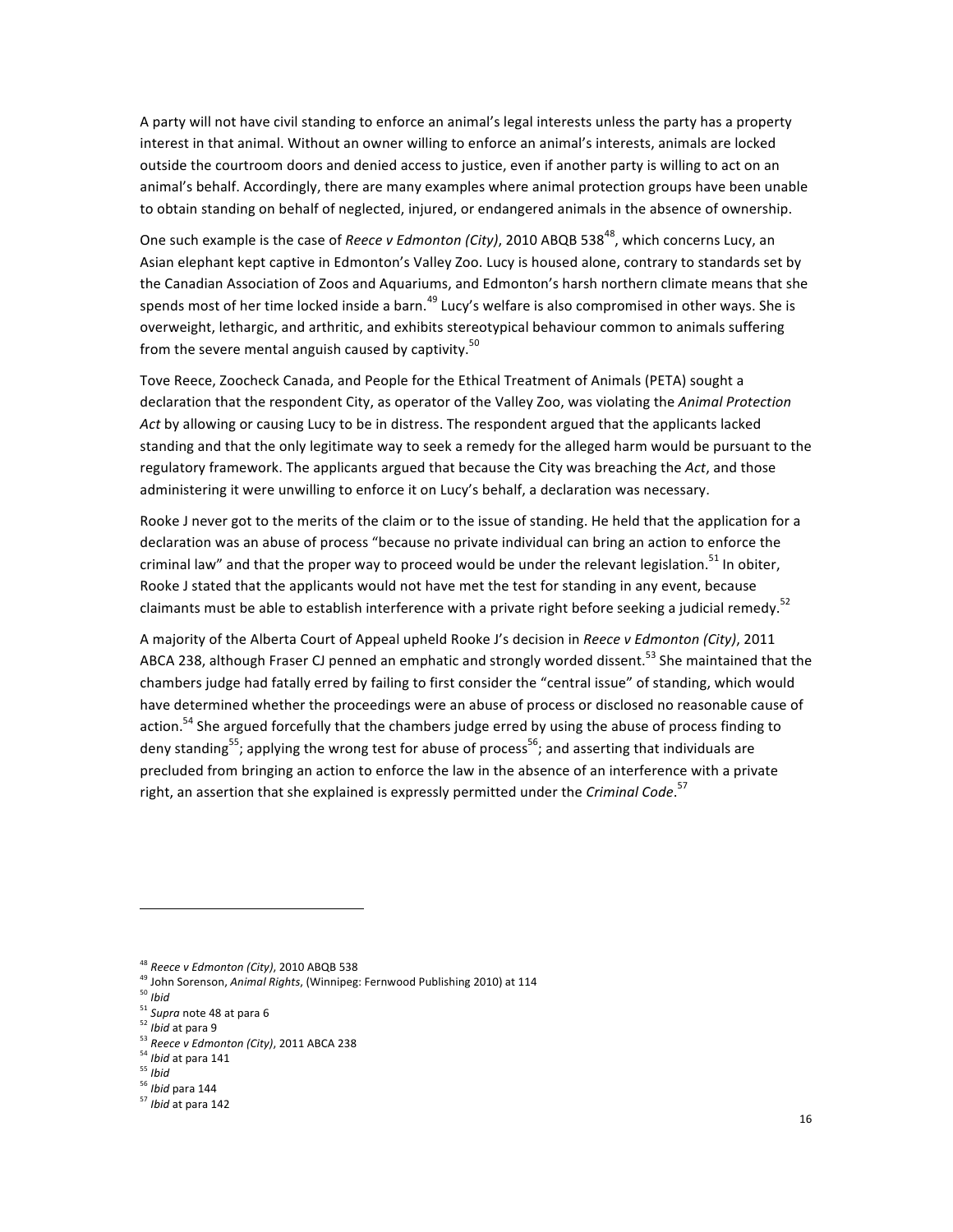A party will not have civil standing to enforce an animal's legal interests unless the party has a property interest in that animal. Without an owner willing to enforce an animal's interests, animals are locked outside the courtroom doors and denied access to justice, even if another party is willing to act on an animal's behalf. Accordingly, there are many examples where animal protection groups have been unable to obtain standing on behalf of neglected, injured, or endangered animals in the absence of ownership.

One such example is the case of *Reece v Edmonton (City)*, 2010 ABQB 538[48], which concerns Lucy, an Asian elephant kept captive in Edmonton's Valley Zoo. Lucy is housed alone, contrary to standards set by the Canadian Association of Zoos and Aquariums, and Edmonton's harsh northern climate means that she spends most of her time locked inside a barn.[49] Lucy's welfare is also compromised in other ways. She is overweight, lethargic, and arthritic, and exhibits stereotypical behaviour common to animals suffering from the severe mental anguish caused by captivity.[50]

Tove Reece, Zoocheck Canada, and People for the Ethical Treatment of Animals (PETA) sought a declaration that the respondent City, as operator of the Valley Zoo, was violating the *Animal Protection Act* by allowing or causing Lucy to be in distress. The respondent argued that the applicants lacked standing and that the only legitimate way to seek a remedy for the alleged harm would be pursuant to the regulatory framework. The applicants argued that because the City was breaching the *Act*, and those administering it were unwilling to enforce it on Lucy's behalf, a declaration was necessary.

Rooke J never got to the merits of the claim or to the issue of standing. He held that the application for a declaration was an abuse of process "because no private individual can bring an action to enforce the criminal law" and that the proper way to proceed would be under the relevant legislation.[51] In obiter, Rooke J stated that the applicants would not have met the test for standing in any event, because claimants must be able to establish interference with a private right before seeking a judicial remedy.[52]

A majority of the Alberta Court of Appeal upheld Rooke J's decision in *Reece v Edmonton (City)*, 2011 ABCA 238, although Fraser CJ penned an emphatic and strongly worded dissent.[53] She maintained that the chambers judge had fatally erred by failing to first consider the "central issue" of standing, which would have determined whether the proceedings were an abuse of process or disclosed no reasonable cause of action.[54] She argued forcefully that the chambers judge erred by using the abuse of process finding to deny standing[55]; applying the wrong test for abuse of process[56]; and asserting that individuals are precluded from bringing an action to enforce the law in the absence of an interference with a private right, an assertion that she explained is expressly permitted under the *Criminal Code*.[57]

---

[48] *Reece v Edmonton (City)*, 2010 ABQB 538

[49] John Sorenson, *Animal Rights*, (Winnipeg: Fernwood Publishing 2010) at 114

[50] *Ibid*

[51] *Supra* note 48 at para 6

[52] *Ibid* at para 9

[53] *Reece v Edmonton (City)*, 2011 ABCA 238

[54] *Ibid* at para 141

[55] *Ibid*

[56] *Ibid* para 144

[57] *Ibid* at para 142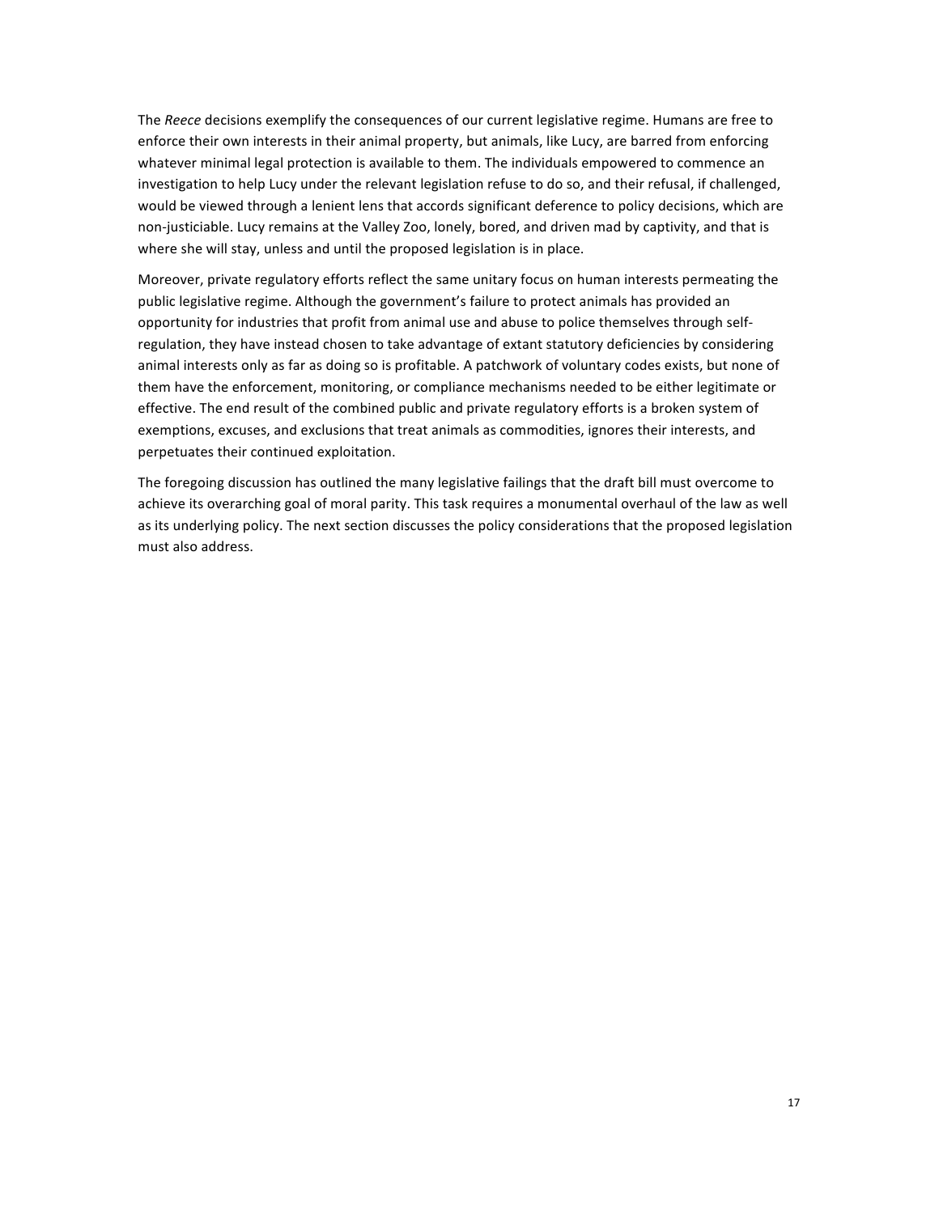The *Reece* decisions exemplify the consequences of our current legislative regime. Humans are free to enforce their own interests in their animal property, but animals, like Lucy, are barred from enforcing whatever minimal legal protection is available to them. The individuals empowered to commence an investigation to help Lucy under the relevant legislation refuse to do so, and their refusal, if challenged, would be viewed through a lenient lens that accords significant deference to policy decisions, which are non-justiciable. Lucy remains at the Valley Zoo, lonely, bored, and driven mad by captivity, and that is where she will stay, unless and until the proposed legislation is in place.

Moreover, private regulatory efforts reflect the same unitary focus on human interests permeating the public legislative regime. Although the government's failure to protect animals has provided an opportunity for industries that profit from animal use and abuse to police themselves through self-regulation, they have instead chosen to take advantage of extant statutory deficiencies by considering animal interests only as far as doing so is profitable. A patchwork of voluntary codes exists, but none of them have the enforcement, monitoring, or compliance mechanisms needed to be either legitimate or effective. The end result of the combined public and private regulatory efforts is a broken system of exemptions, excuses, and exclusions that treat animals as commodities, ignores their interests, and perpetuates their continued exploitation.

The foregoing discussion has outlined the many legislative failings that the draft bill must overcome to achieve its overarching goal of moral parity. This task requires a monumental overhaul of the law as well as its underlying policy. The next section discusses the policy considerations that the proposed legislation must also address.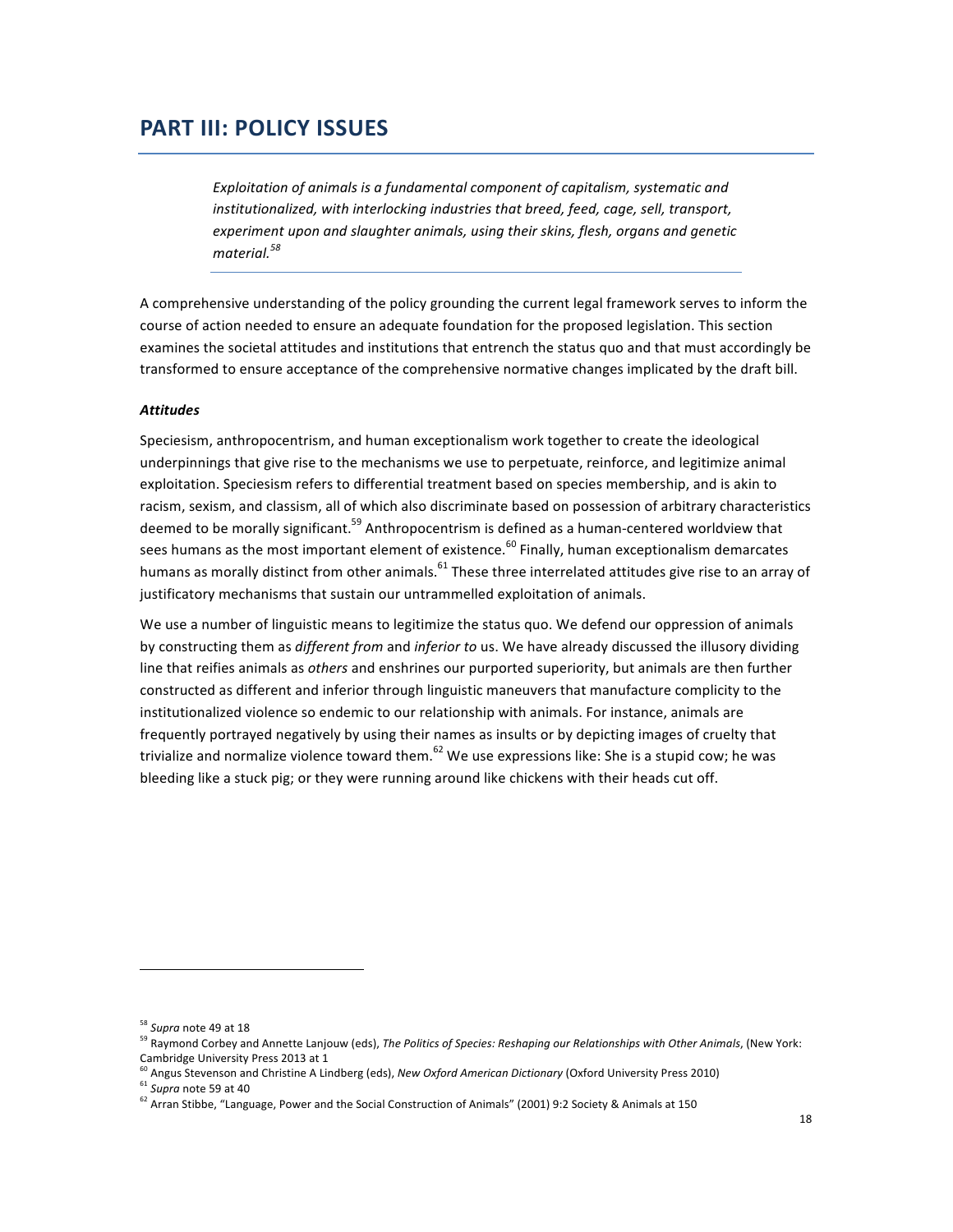# PART III: POLICY ISSUES

> *Exploitation of animals is a fundamental component of capitalism, systematic and institutionalized, with interlocking industries that breed, feed, cage, sell, transport, experiment upon and slaughter animals, using their skins, flesh, organs and genetic material.*[58]

A comprehensive understanding of the policy grounding the current legal framework serves to inform the course of action needed to ensure an adequate foundation for the proposed legislation. This section examines the societal attitudes and institutions that entrench the status quo and that must accordingly be transformed to ensure acceptance of the comprehensive normative changes implicated by the draft bill.

### *Attitudes*

Speciesism, anthropocentrism, and human exceptionalism work together to create the ideological underpinnings that give rise to the mechanisms we use to perpetuate, reinforce, and legitimize animal exploitation. Speciesism refers to differential treatment based on species membership, and is akin to racism, sexism, and classism, all of which also discriminate based on possession of arbitrary characteristics deemed to be morally significant.[59] Anthropocentrism is defined as a human-centered worldview that sees humans as the most important element of existence.[60] Finally, human exceptionalism demarcates humans as morally distinct from other animals.[61] These three interrelated attitudes give rise to an array of justificatory mechanisms that sustain our untrammelled exploitation of animals.

We use a number of linguistic means to legitimize the status quo. We defend our oppression of animals by constructing them as *different from* and *inferior to* us. We have already discussed the illusory dividing line that reifies animals as *others* and enshrines our purported superiority, but animals are then further constructed as different and inferior through linguistic maneuvers that manufacture complicity to the institutionalized violence so endemic to our relationship with animals. For instance, animals are frequently portrayed negatively by using their names as insults or by depicting images of cruelty that trivialize and normalize violence toward them.[62] We use expressions like: She is a stupid cow; he was bleeding like a stuck pig; or they were running around like chickens with their heads cut off.

---

[58] *Supra* note 49 at 18

[59] Raymond Corbey and Annette Lanjouw (eds), *The Politics of Species: Reshaping our Relationships with Other Animals*, (New York: Cambridge University Press 2013 at 1

[60] Angus Stevenson and Christine A Lindberg (eds), *New Oxford American Dictionary* (Oxford University Press 2010)

[61] *Supra* note 59 at 40

[62] Arran Stibbe, "Language, Power and the Social Construction of Animals" (2001) 9:2 Society & Animals at 150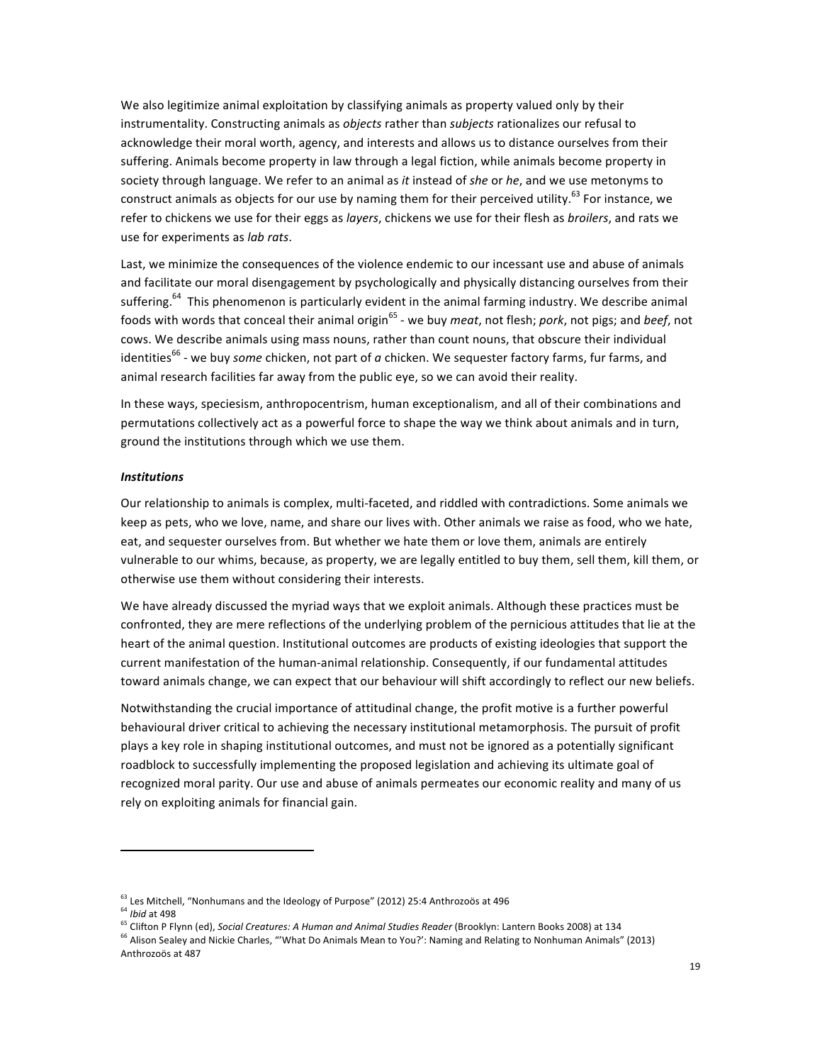We also legitimize animal exploitation by classifying animals as property valued only by their instrumentality. Constructing animals as *objects* rather than *subjects* rationalizes our refusal to acknowledge their moral worth, agency, and interests and allows us to distance ourselves from their suffering. Animals become property in law through a legal fiction, while animals become property in society through language. We refer to an animal as *it* instead of *she* or *he*, and we use metonyms to construct animals as objects for our use by naming them for their perceived utility.[63] For instance, we refer to chickens we use for their eggs as *layers*, chickens we use for their flesh as *broilers*, and rats we use for experiments as *lab rats*.

Last, we minimize the consequences of the violence endemic to our incessant use and abuse of animals and facilitate our moral disengagement by psychologically and physically distancing ourselves from their suffering.[64] This phenomenon is particularly evident in the animal farming industry. We describe animal foods with words that conceal their animal origin[65] - we buy *meat*, not flesh; *pork*, not pigs; and *beef*, not cows. We describe animals using mass nouns, rather than count nouns, that obscure their individual identities[66] - we buy *some* chicken, not part of *a* chicken. We sequester factory farms, fur farms, and animal research facilities far away from the public eye, so we can avoid their reality.

In these ways, speciesism, anthropocentrism, human exceptionalism, and all of their combinations and permutations collectively act as a powerful force to shape the way we think about animals and in turn, ground the institutions through which we use them.

***Institutions***

Our relationship to animals is complex, multi-faceted, and riddled with contradictions. Some animals we keep as pets, who we love, name, and share our lives with. Other animals we raise as food, who we hate, eat, and sequester ourselves from. But whether we hate them or love them, animals are entirely vulnerable to our whims, because, as property, we are legally entitled to buy them, sell them, kill them, or otherwise use them without considering their interests.

We have already discussed the myriad ways that we exploit animals. Although these practices must be confronted, they are mere reflections of the underlying problem of the pernicious attitudes that lie at the heart of the animal question. Institutional outcomes are products of existing ideologies that support the current manifestation of the human-animal relationship. Consequently, if our fundamental attitudes toward animals change, we can expect that our behaviour will shift accordingly to reflect our new beliefs.

Notwithstanding the crucial importance of attitudinal change, the profit motive is a further powerful behavioural driver critical to achieving the necessary institutional metamorphosis. The pursuit of profit plays a key role in shaping institutional outcomes, and must not be ignored as a potentially significant roadblock to successfully implementing the proposed legislation and achieving its ultimate goal of recognized moral parity. Our use and abuse of animals permeates our economic reality and many of us rely on exploiting animals for financial gain.

---

[63] Les Mitchell, "Nonhumans and the Ideology of Purpose" (2012) 25:4 Anthrozoös at 496

[64] *Ibid* at 498

[65] Clifton P Flynn (ed), *Social Creatures: A Human and Animal Studies Reader* (Brooklyn: Lantern Books 2008) at 134

[66] Alison Sealey and Nickie Charles, "'What Do Animals Mean to You?': Naming and Relating to Nonhuman Animals" (2013) Anthrozoös at 487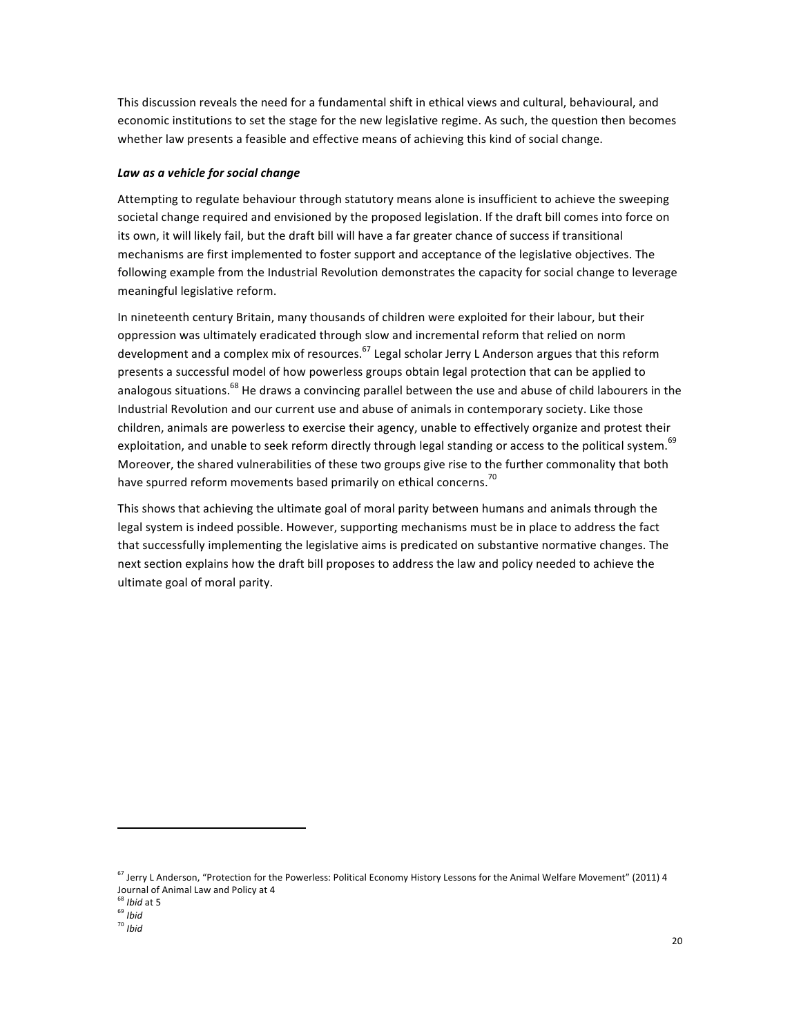This discussion reveals the need for a fundamental shift in ethical views and cultural, behavioural, and economic institutions to set the stage for the new legislative regime. As such, the question then becomes whether law presents a feasible and effective means of achieving this kind of social change.

***Law as a vehicle for social change***

Attempting to regulate behaviour through statutory means alone is insufficient to achieve the sweeping societal change required and envisioned by the proposed legislation. If the draft bill comes into force on its own, it will likely fail, but the draft bill will have a far greater chance of success if transitional mechanisms are first implemented to foster support and acceptance of the legislative objectives. The following example from the Industrial Revolution demonstrates the capacity for social change to leverage meaningful legislative reform.

In nineteenth century Britain, many thousands of children were exploited for their labour, but their oppression was ultimately eradicated through slow and incremental reform that relied on norm development and a complex mix of resources.[67] Legal scholar Jerry L Anderson argues that this reform presents a successful model of how powerless groups obtain legal protection that can be applied to analogous situations.[68] He draws a convincing parallel between the use and abuse of child labourers in the Industrial Revolution and our current use and abuse of animals in contemporary society. Like those children, animals are powerless to exercise their agency, unable to effectively organize and protest their exploitation, and unable to seek reform directly through legal standing or access to the political system.[69] Moreover, the shared vulnerabilities of these two groups give rise to the further commonality that both have spurred reform movements based primarily on ethical concerns.[70]

This shows that achieving the ultimate goal of moral parity between humans and animals through the legal system is indeed possible. However, supporting mechanisms must be in place to address the fact that successfully implementing the legislative aims is predicated on substantive normative changes. The next section explains how the draft bill proposes to address the law and policy needed to achieve the ultimate goal of moral parity.

---

[67] Jerry L Anderson, "Protection for the Powerless: Political Economy History Lessons for the Animal Welfare Movement" (2011) 4 Journal of Animal Law and Policy at 4

[68] *Ibid* at 5

[69] *Ibid*

[70] *Ibid*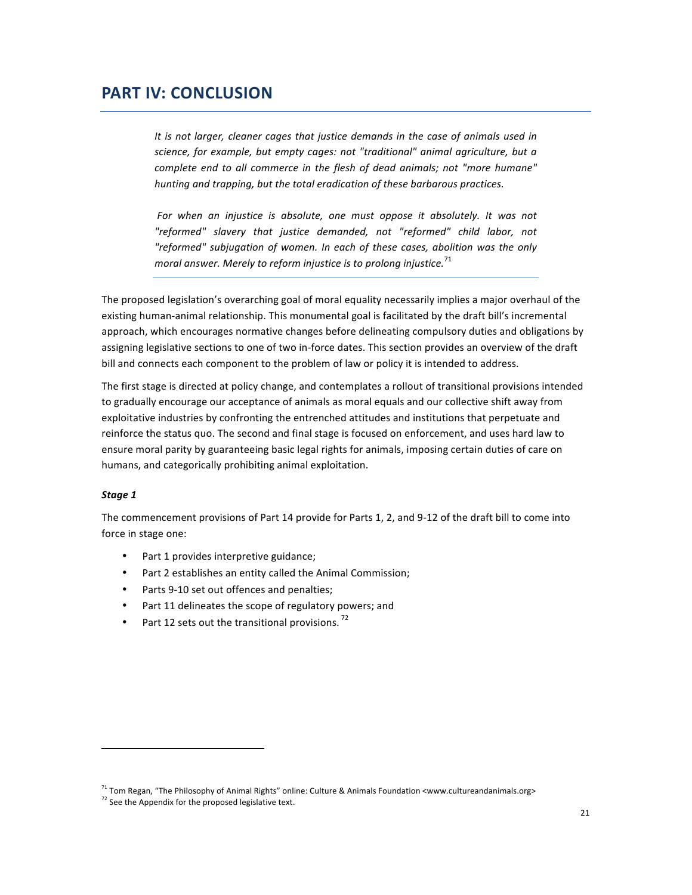## PART IV: CONCLUSION

> *It is not larger, cleaner cages that justice demands in the case of animals used in science, for example, but empty cages: not "traditional" animal agriculture, but a complete end to all commerce in the flesh of dead animals; not "more humane" hunting and trapping, but the total eradication of these barbarous practices.*
>
> *For when an injustice is absolute, one must oppose it absolutely. It was not "reformed" slavery that justice demanded, not "reformed" child labor, not "reformed" subjugation of women. In each of these cases, abolition was the only moral answer. Merely to reform injustice is to prolong injustice.*[71]

The proposed legislation's overarching goal of moral equality necessarily implies a major overhaul of the existing human-animal relationship. This monumental goal is facilitated by the draft bill's incremental approach, which encourages normative changes before delineating compulsory duties and obligations by assigning legislative sections to one of two in-force dates. This section provides an overview of the draft bill and connects each component to the problem of law or policy it is intended to address.

The first stage is directed at policy change, and contemplates a rollout of transitional provisions intended to gradually encourage our acceptance of animals as moral equals and our collective shift away from exploitative industries by confronting the entrenched attitudes and institutions that perpetuate and reinforce the status quo. The second and final stage is focused on enforcement, and uses hard law to ensure moral parity by guaranteeing basic legal rights for animals, imposing certain duties of care on humans, and categorically prohibiting animal exploitation.

### *Stage 1*

The commencement provisions of Part 14 provide for Parts 1, 2, and 9-12 of the draft bill to come into force in stage one:

- Part 1 provides interpretive guidance;
- Part 2 establishes an entity called the Animal Commission;
- Parts 9-10 set out offences and penalties;
- Part 11 delineates the scope of regulatory powers; and
- Part 12 sets out the transitional provisions.[72]

---

[71] Tom Regan, "The Philosophy of Animal Rights" online: Culture & Animals Foundation <www.cultureandanimals.org>

[72] See the Appendix for the proposed legislative text.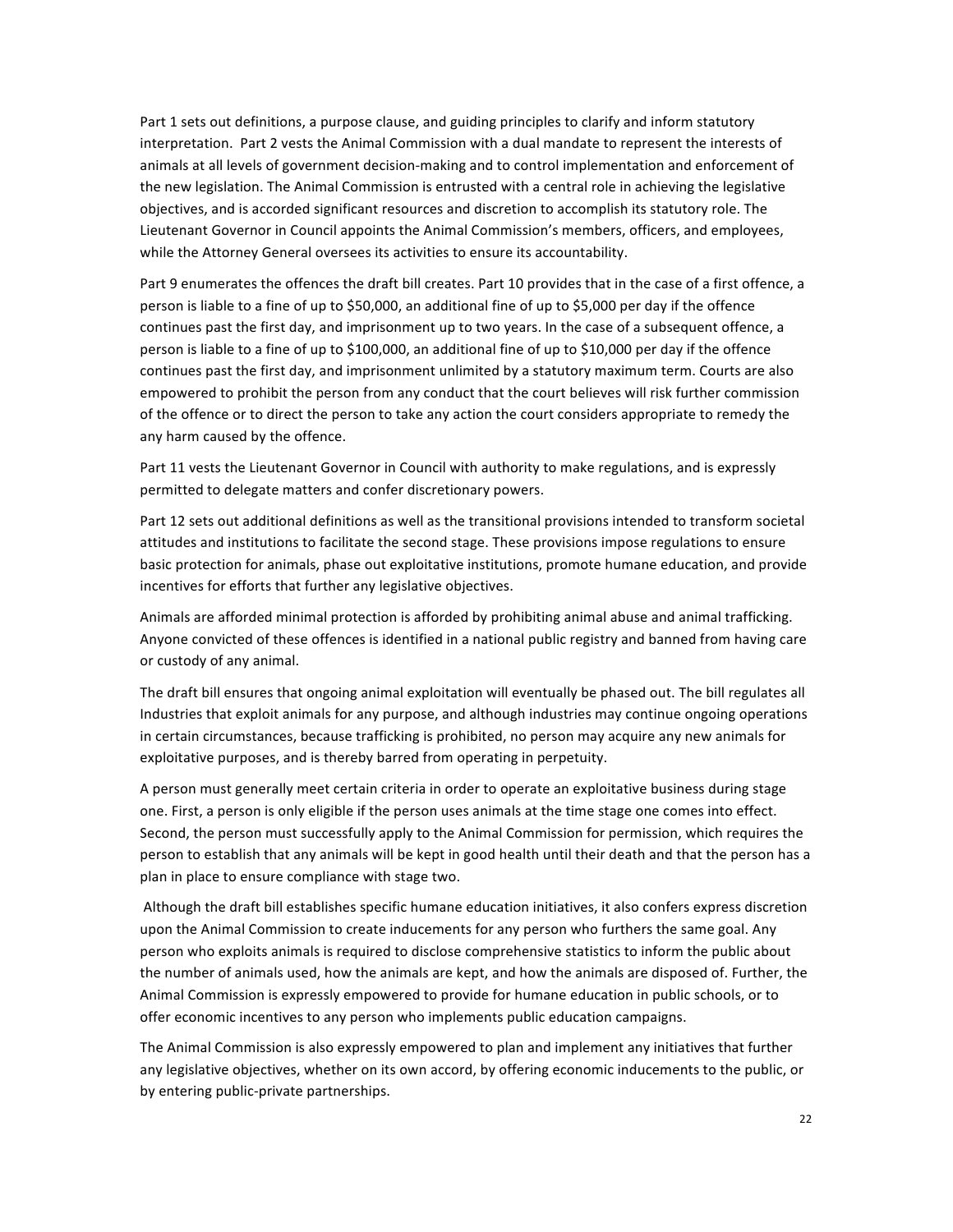Part 1 sets out definitions, a purpose clause, and guiding principles to clarify and inform statutory interpretation. Part 2 vests the Animal Commission with a dual mandate to represent the interests of animals at all levels of government decision-making and to control implementation and enforcement of the new legislation. The Animal Commission is entrusted with a central role in achieving the legislative objectives, and is accorded significant resources and discretion to accomplish its statutory role. The Lieutenant Governor in Council appoints the Animal Commission's members, officers, and employees, while the Attorney General oversees its activities to ensure its accountability.

Part 9 enumerates the offences the draft bill creates. Part 10 provides that in the case of a first offence, a person is liable to a fine of up to $50,000, an additional fine of up to $5,000 per day if the offence continues past the first day, and imprisonment up to two years. In the case of a subsequent offence, a person is liable to a fine of up to $100,000, an additional fine of up to $10,000 per day if the offence continues past the first day, and imprisonment unlimited by a statutory maximum term. Courts are also empowered to prohibit the person from any conduct that the court believes will risk further commission of the offence or to direct the person to take any action the court considers appropriate to remedy the any harm caused by the offence.

Part 11 vests the Lieutenant Governor in Council with authority to make regulations, and is expressly permitted to delegate matters and confer discretionary powers.

Part 12 sets out additional definitions as well as the transitional provisions intended to transform societal attitudes and institutions to facilitate the second stage. These provisions impose regulations to ensure basic protection for animals, phase out exploitative institutions, promote humane education, and provide incentives for efforts that further any legislative objectives.

Animals are afforded minimal protection is afforded by prohibiting animal abuse and animal trafficking. Anyone convicted of these offences is identified in a national public registry and banned from having care or custody of any animal.

The draft bill ensures that ongoing animal exploitation will eventually be phased out. The bill regulates all Industries that exploit animals for any purpose, and although industries may continue ongoing operations in certain circumstances, because trafficking is prohibited, no person may acquire any new animals for exploitative purposes, and is thereby barred from operating in perpetuity.

A person must generally meet certain criteria in order to operate an exploitative business during stage one. First, a person is only eligible if the person uses animals at the time stage one comes into effect. Second, the person must successfully apply to the Animal Commission for permission, which requires the person to establish that any animals will be kept in good health until their death and that the person has a plan in place to ensure compliance with stage two.

Although the draft bill establishes specific humane education initiatives, it also confers express discretion upon the Animal Commission to create inducements for any person who furthers the same goal. Any person who exploits animals is required to disclose comprehensive statistics to inform the public about the number of animals used, how the animals are kept, and how the animals are disposed of. Further, the Animal Commission is expressly empowered to provide for humane education in public schools, or to offer economic incentives to any person who implements public education campaigns.

The Animal Commission is also expressly empowered to plan and implement any initiatives that further any legislative objectives, whether on its own accord, by offering economic inducements to the public, or by entering public-private partnerships.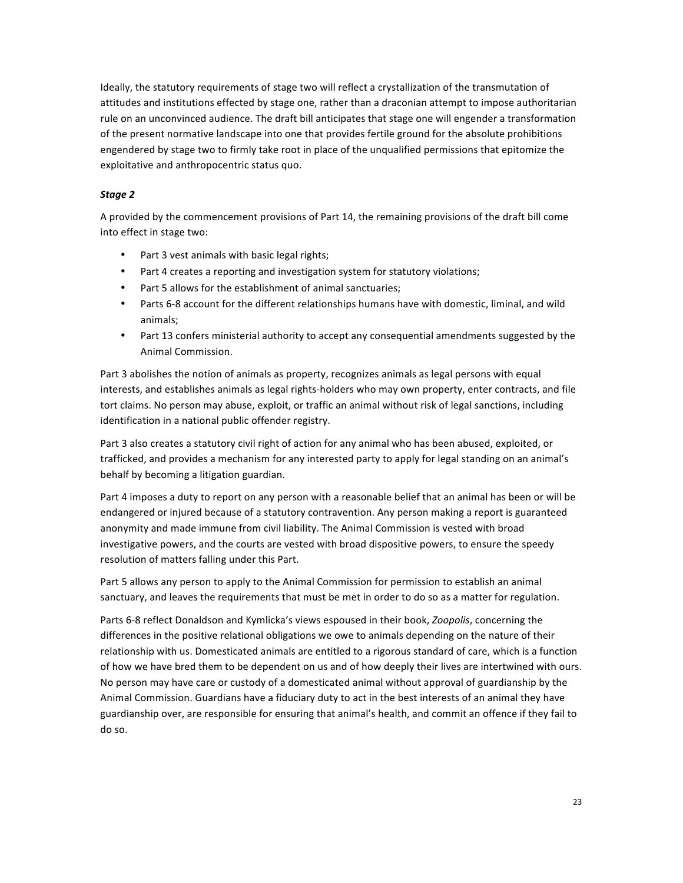Ideally, the statutory requirements of stage two will reflect a crystallization of the transmutation of attitudes and institutions effected by stage one, rather than a draconian attempt to impose authoritarian rule on an unconvinced audience. The draft bill anticipates that stage one will engender a transformation of the present normative landscape into one that provides fertile ground for the absolute prohibitions engendered by stage two to firmly take root in place of the unqualified permissions that epitomize the exploitative and anthropocentric status quo.

***Stage 2***

A provided by the commencement provisions of Part 14, the remaining provisions of the draft bill come into effect in stage two:

- Part 3 vest animals with basic legal rights;
- Part 4 creates a reporting and investigation system for statutory violations;
- Part 5 allows for the establishment of animal sanctuaries;
- Parts 6-8 account for the different relationships humans have with domestic, liminal, and wild animals;
- Part 13 confers ministerial authority to accept any consequential amendments suggested by the Animal Commission.

Part 3 abolishes the notion of animals as property, recognizes animals as legal persons with equal interests, and establishes animals as legal rights-holders who may own property, enter contracts, and file tort claims. No person may abuse, exploit, or traffic an animal without risk of legal sanctions, including identification in a national public offender registry.

Part 3 also creates a statutory civil right of action for any animal who has been abused, exploited, or trafficked, and provides a mechanism for any interested party to apply for legal standing on an animal's behalf by becoming a litigation guardian.

Part 4 imposes a duty to report on any person with a reasonable belief that an animal has been or will be endangered or injured because of a statutory contravention. Any person making a report is guaranteed anonymity and made immune from civil liability. The Animal Commission is vested with broad investigative powers, and the courts are vested with broad dispositive powers, to ensure the speedy resolution of matters falling under this Part.

Part 5 allows any person to apply to the Animal Commission for permission to establish an animal sanctuary, and leaves the requirements that must be met in order to do so as a matter for regulation.

Parts 6-8 reflect Donaldson and Kymlicka's views espoused in their book, *Zoopolis*, concerning the differences in the positive relational obligations we owe to animals depending on the nature of their relationship with us. Domesticated animals are entitled to a rigorous standard of care, which is a function of how we have bred them to be dependent on us and of how deeply their lives are intertwined with ours. No person may have care or custody of a domesticated animal without approval of guardianship by the Animal Commission. Guardians have a fiduciary duty to act in the best interests of an animal they have guardianship over, are responsible for ensuring that animal's health, and commit an offence if they fail to do so.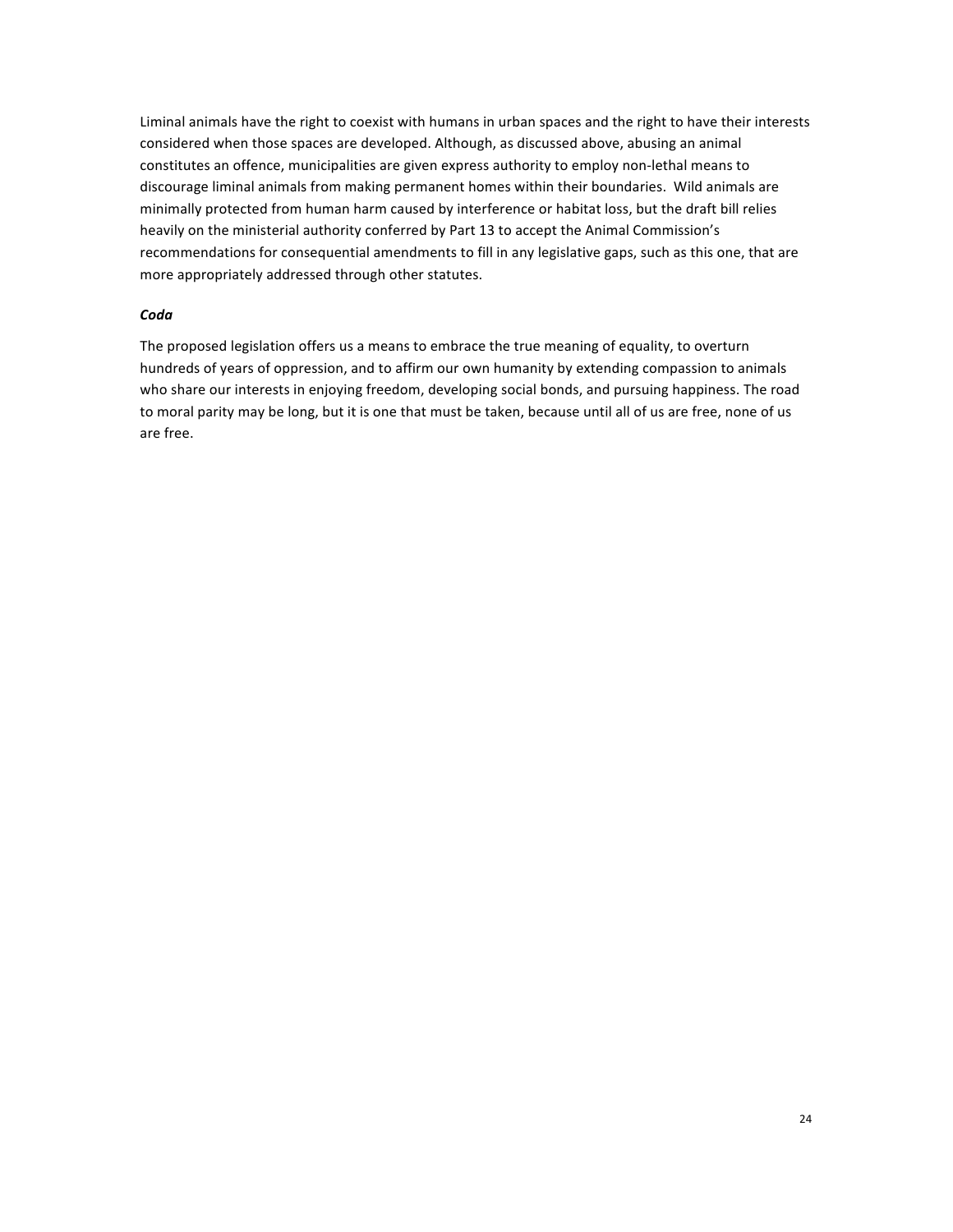Liminal animals have the right to coexist with humans in urban spaces and the right to have their interests considered when those spaces are developed. Although, as discussed above, abusing an animal constitutes an offence, municipalities are given express authority to employ non-lethal means to discourage liminal animals from making permanent homes within their boundaries. Wild animals are minimally protected from human harm caused by interference or habitat loss, but the draft bill relies heavily on the ministerial authority conferred by Part 13 to accept the Animal Commission's recommendations for consequential amendments to fill in any legislative gaps, such as this one, that are more appropriately addressed through other statutes.

***Coda***

The proposed legislation offers us a means to embrace the true meaning of equality, to overturn hundreds of years of oppression, and to affirm our own humanity by extending compassion to animals who share our interests in enjoying freedom, developing social bonds, and pursuing happiness. The road to moral parity may be long, but it is one that must be taken, because until all of us are free, none of us are free.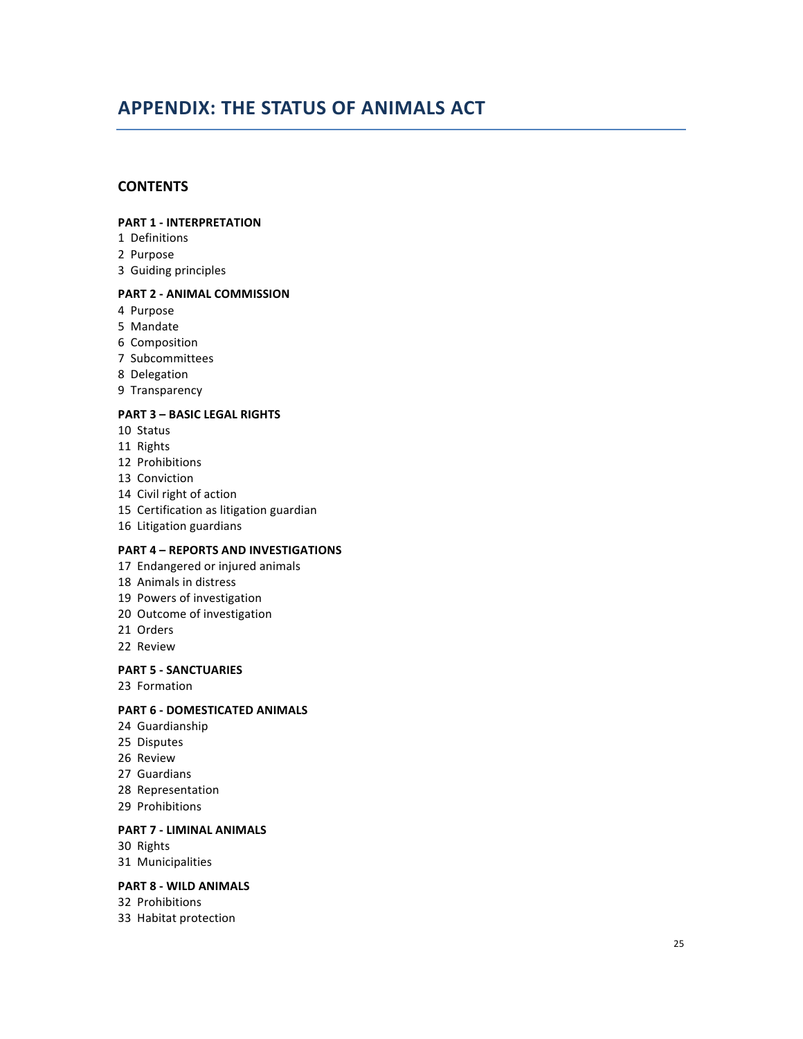# APPENDIX: THE STATUS OF ANIMALS ACT

## CONTENTS

**PART 1 - INTERPRETATION**

1 Definitions
2 Purpose
3 Guiding principles

**PART 2 - ANIMAL COMMISSION**

4 Purpose
5 Mandate
6 Composition
7 Subcommittees
8 Delegation
9 Transparency

**PART 3 – BASIC LEGAL RIGHTS**

10 Status
11 Rights
12 Prohibitions
13 Conviction
14 Civil right of action
15 Certification as litigation guardian
16 Litigation guardians

**PART 4 – REPORTS AND INVESTIGATIONS**

17 Endangered or injured animals
18 Animals in distress
19 Powers of investigation
20 Outcome of investigation
21 Orders
22 Review

**PART 5 - SANCTUARIES**

23 Formation

**PART 6 - DOMESTICATED ANIMALS**

24 Guardianship
25 Disputes
26 Review
27 Guardians
28 Representation
29 Prohibitions

**PART 7 - LIMINAL ANIMALS**

30 Rights
31 Municipalities

**PART 8 - WILD ANIMALS**

32 Prohibitions
33 Habitat protection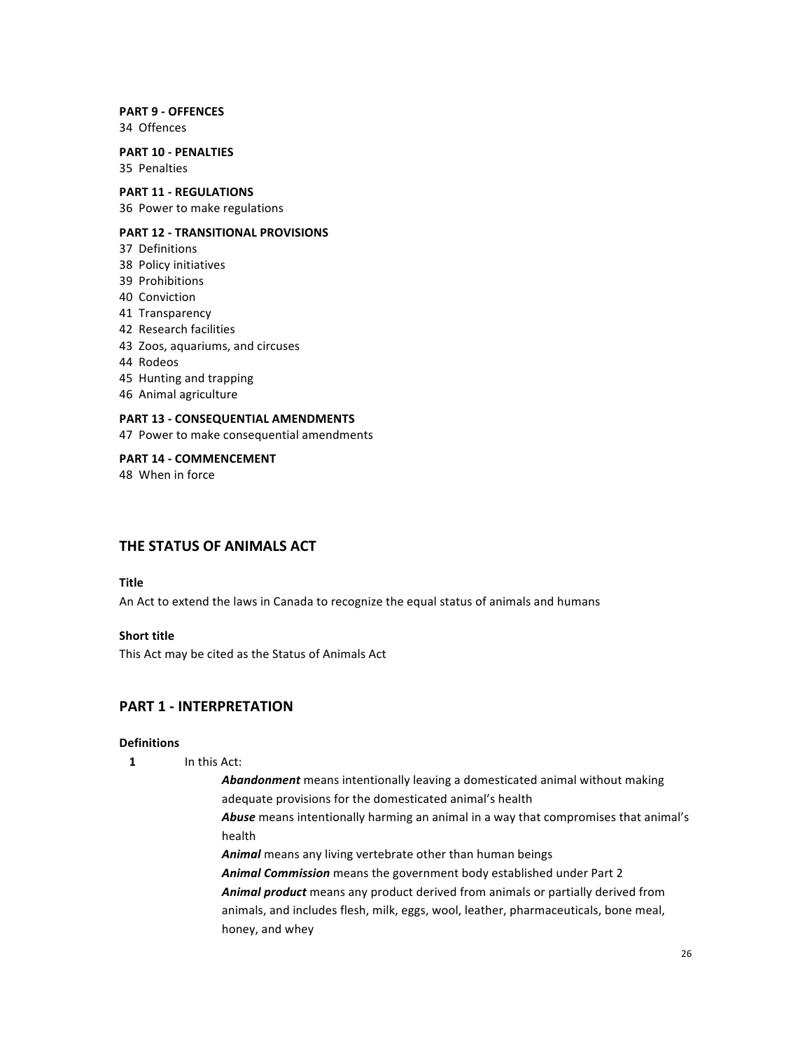**PART 9 - OFFENCES**
34 Offences

**PART 10 - PENALTIES**
35 Penalties

**PART 11 - REGULATIONS**
36 Power to make regulations

**PART 12 - TRANSITIONAL PROVISIONS**
37 Definitions
38 Policy initiatives
39 Prohibitions
40 Conviction
41 Transparency
42 Research facilities
43 Zoos, aquariums, and circuses
44 Rodeos
45 Hunting and trapping
46 Animal agriculture

**PART 13 - CONSEQUENTIAL AMENDMENTS**
47 Power to make consequential amendments

**PART 14 - COMMENCEMENT**
48 When in force

## THE STATUS OF ANIMALS ACT

**Title**

An Act to extend the laws in Canada to recognize the equal status of animals and humans

**Short title**

This Act may be cited as the Status of Animals Act

## PART 1 - INTERPRETATION

**Definitions**

**1** In this Act:

***Abandonment*** means intentionally leaving a domesticated animal without making adequate provisions for the domesticated animal's health

***Abuse*** means intentionally harming an animal in a way that compromises that animal's health

***Animal*** means any living vertebrate other than human beings

***Animal Commission*** means the government body established under Part 2

***Animal product*** means any product derived from animals or partially derived from animals, and includes flesh, milk, eggs, wool, leather, pharmaceuticals, bone meal, honey, and whey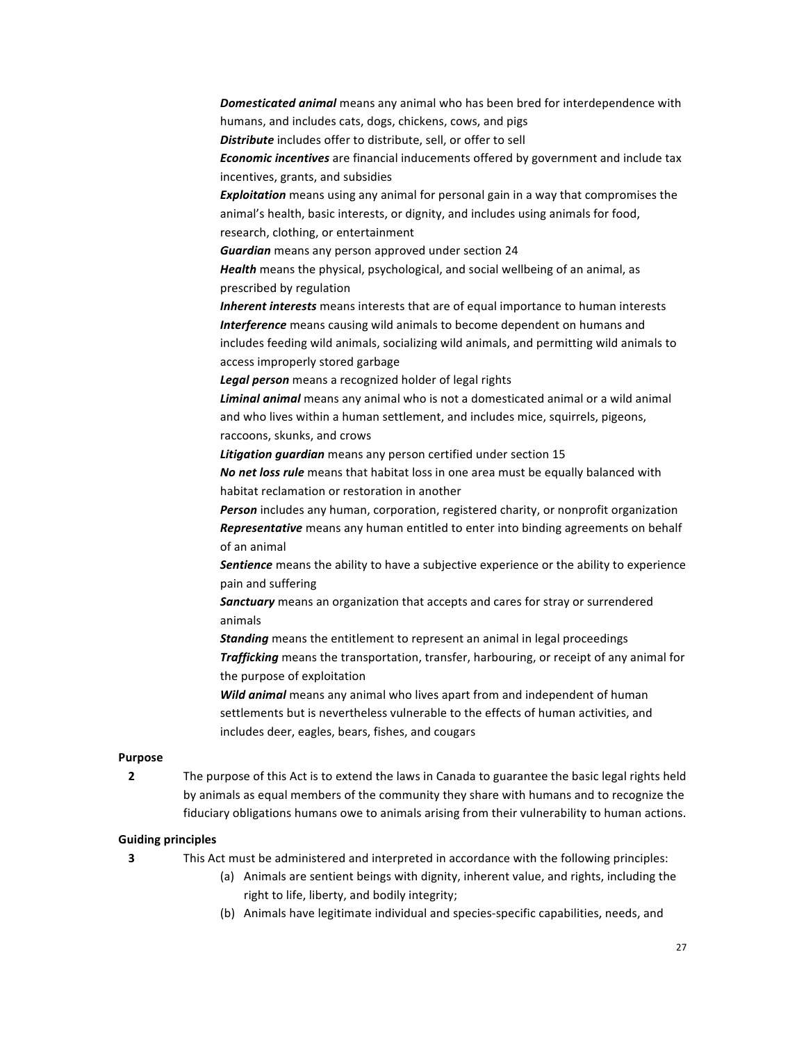***Domesticated animal*** means any animal who has been bred for interdependence with humans, and includes cats, dogs, chickens, cows, and pigs

***Distribute*** includes offer to distribute, sell, or offer to sell

***Economic incentives*** are financial inducements offered by government and include tax incentives, grants, and subsidies

***Exploitation*** means using any animal for personal gain in a way that compromises the animal's health, basic interests, or dignity, and includes using animals for food, research, clothing, or entertainment

***Guardian*** means any person approved under section 24

***Health*** means the physical, psychological, and social wellbeing of an animal, as prescribed by regulation

***Inherent interests*** means interests that are of equal importance to human interests

***Interference*** means causing wild animals to become dependent on humans and includes feeding wild animals, socializing wild animals, and permitting wild animals to access improperly stored garbage

***Legal person*** means a recognized holder of legal rights

***Liminal animal*** means any animal who is not a domesticated animal or a wild animal and who lives within a human settlement, and includes mice, squirrels, pigeons, raccoons, skunks, and crows

***Litigation guardian*** means any person certified under section 15

***No net loss rule*** means that habitat loss in one area must be equally balanced with habitat reclamation or restoration in another

***Person*** includes any human, corporation, registered charity, or nonprofit organization

***Representative*** means any human entitled to enter into binding agreements on behalf of an animal

***Sentience*** means the ability to have a subjective experience or the ability to experience pain and suffering

***Sanctuary*** means an organization that accepts and cares for stray or surrendered animals

***Standing*** means the entitlement to represent an animal in legal proceedings

***Trafficking*** means the transportation, transfer, harbouring, or receipt of any animal for the purpose of exploitation

***Wild animal*** means any animal who lives apart from and independent of human settlements but is nevertheless vulnerable to the effects of human activities, and includes deer, eagles, bears, fishes, and cougars

**Purpose**

**2** The purpose of this Act is to extend the laws in Canada to guarantee the basic legal rights held by animals as equal members of the community they share with humans and to recognize the fiduciary obligations humans owe to animals arising from their vulnerability to human actions.

**Guiding principles**

**3** This Act must be administered and interpreted in accordance with the following principles:

(a) Animals are sentient beings with dignity, inherent value, and rights, including the right to life, liberty, and bodily integrity;

(b) Animals have legitimate individual and species-specific capabilities, needs, and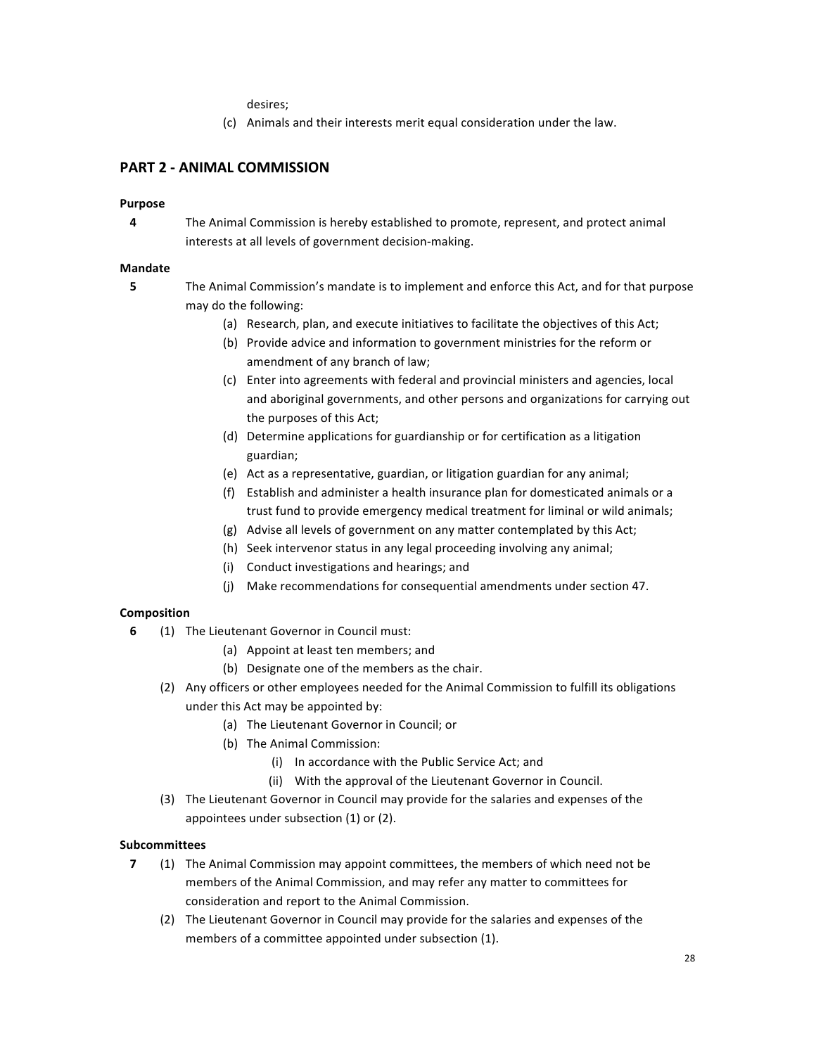desires;

(c) Animals and their interests merit equal consideration under the law.

## PART 2 - ANIMAL COMMISSION

**Purpose**

**4** The Animal Commission is hereby established to promote, represent, and protect animal interests at all levels of government decision-making.

**Mandate**

**5** The Animal Commission's mandate is to implement and enforce this Act, and for that purpose may do the following:

- (a) Research, plan, and execute initiatives to facilitate the objectives of this Act;
- (b) Provide advice and information to government ministries for the reform or amendment of any branch of law;
- (c) Enter into agreements with federal and provincial ministers and agencies, local and aboriginal governments, and other persons and organizations for carrying out the purposes of this Act;
- (d) Determine applications for guardianship or for certification as a litigation guardian;
- (e) Act as a representative, guardian, or litigation guardian for any animal;
- (f) Establish and administer a health insurance plan for domesticated animals or a trust fund to provide emergency medical treatment for liminal or wild animals;
- (g) Advise all levels of government on any matter contemplated by this Act;
- (h) Seek intervenor status in any legal proceeding involving any animal;
- (i) Conduct investigations and hearings; and
- (j) Make recommendations for consequential amendments under section 47.

**Composition**

**6** (1) The Lieutenant Governor in Council must:

- (a) Appoint at least ten members; and
- (b) Designate one of the members as the chair.

(2) Any officers or other employees needed for the Animal Commission to fulfill its obligations under this Act may be appointed by:

- (a) The Lieutenant Governor in Council; or
- (b) The Animal Commission:
  - (i) In accordance with the Public Service Act; and
  - (ii) With the approval of the Lieutenant Governor in Council.

(3) The Lieutenant Governor in Council may provide for the salaries and expenses of the appointees under subsection (1) or (2).

**Subcommittees**

**7** (1) The Animal Commission may appoint committees, the members of which need not be members of the Animal Commission, and may refer any matter to committees for consideration and report to the Animal Commission.

(2) The Lieutenant Governor in Council may provide for the salaries and expenses of the members of a committee appointed under subsection (1).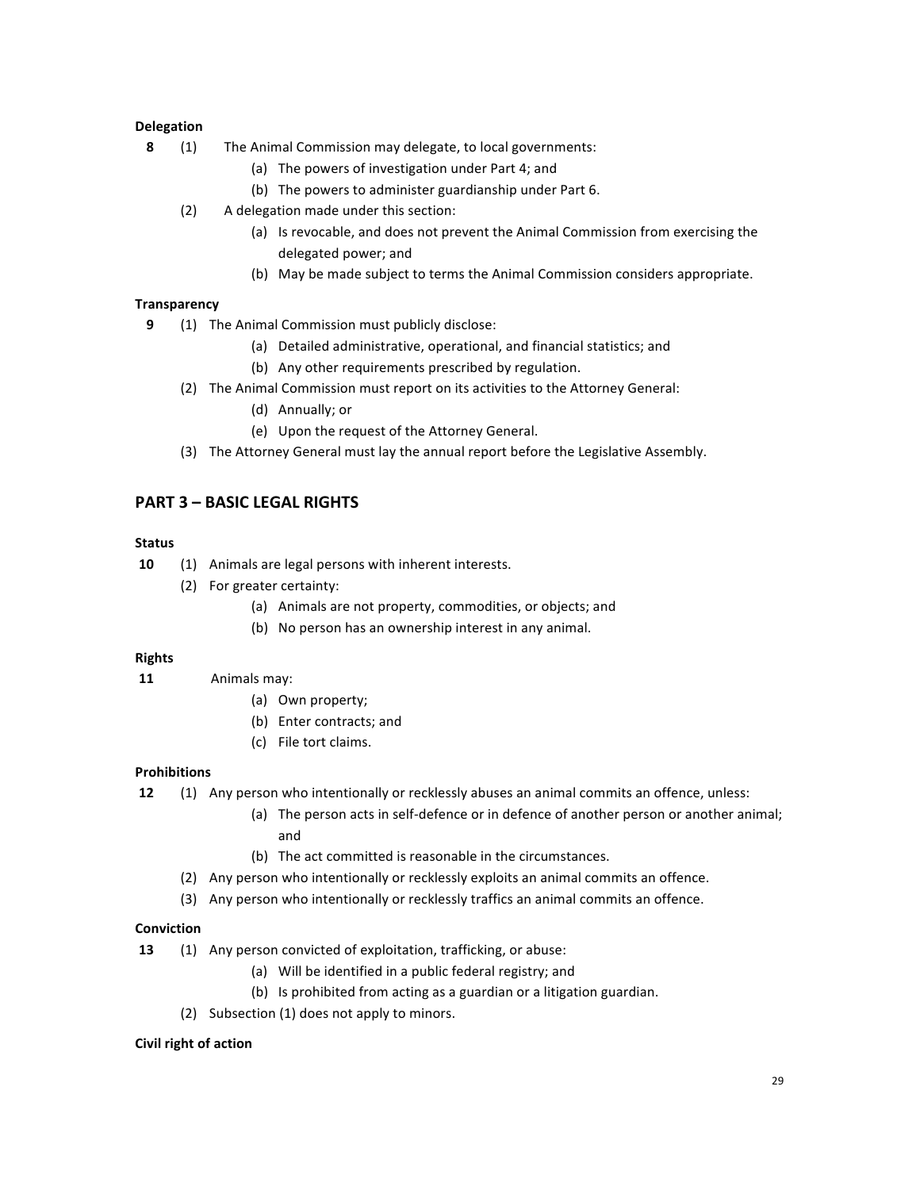**Delegation**

**8** (1) The Animal Commission may delegate, to local governments:

- (a) The powers of investigation under Part 4; and
- (b) The powers to administer guardianship under Part 6.

(2) A delegation made under this section:

- (a) Is revocable, and does not prevent the Animal Commission from exercising the delegated power; and
- (b) May be made subject to terms the Animal Commission considers appropriate.

**Transparency**

**9** (1) The Animal Commission must publicly disclose:

- (a) Detailed administrative, operational, and financial statistics; and
- (b) Any other requirements prescribed by regulation.

(2) The Animal Commission must report on its activities to the Attorney General:

- (d) Annually; or
- (e) Upon the request of the Attorney General.

(3) The Attorney General must lay the annual report before the Legislative Assembly.

## PART 3 – BASIC LEGAL RIGHTS

**Status**

**10** (1) Animals are legal persons with inherent interests.

(2) For greater certainty:

- (a) Animals are not property, commodities, or objects; and
- (b) No person has an ownership interest in any animal.

**Rights**

**11** Animals may:

- (a) Own property;
- (b) Enter contracts; and
- (c) File tort claims.

**Prohibitions**

**12** (1) Any person who intentionally or recklessly abuses an animal commits an offence, unless:

- (a) The person acts in self-defence or in defence of another person or another animal; and
- (b) The act committed is reasonable in the circumstances.

(2) Any person who intentionally or recklessly exploits an animal commits an offence.

(3) Any person who intentionally or recklessly traffics an animal commits an offence.

**Conviction**

**13** (1) Any person convicted of exploitation, trafficking, or abuse:

- (a) Will be identified in a public federal registry; and
- (b) Is prohibited from acting as a guardian or a litigation guardian.

(2) Subsection (1) does not apply to minors.

**Civil right of action**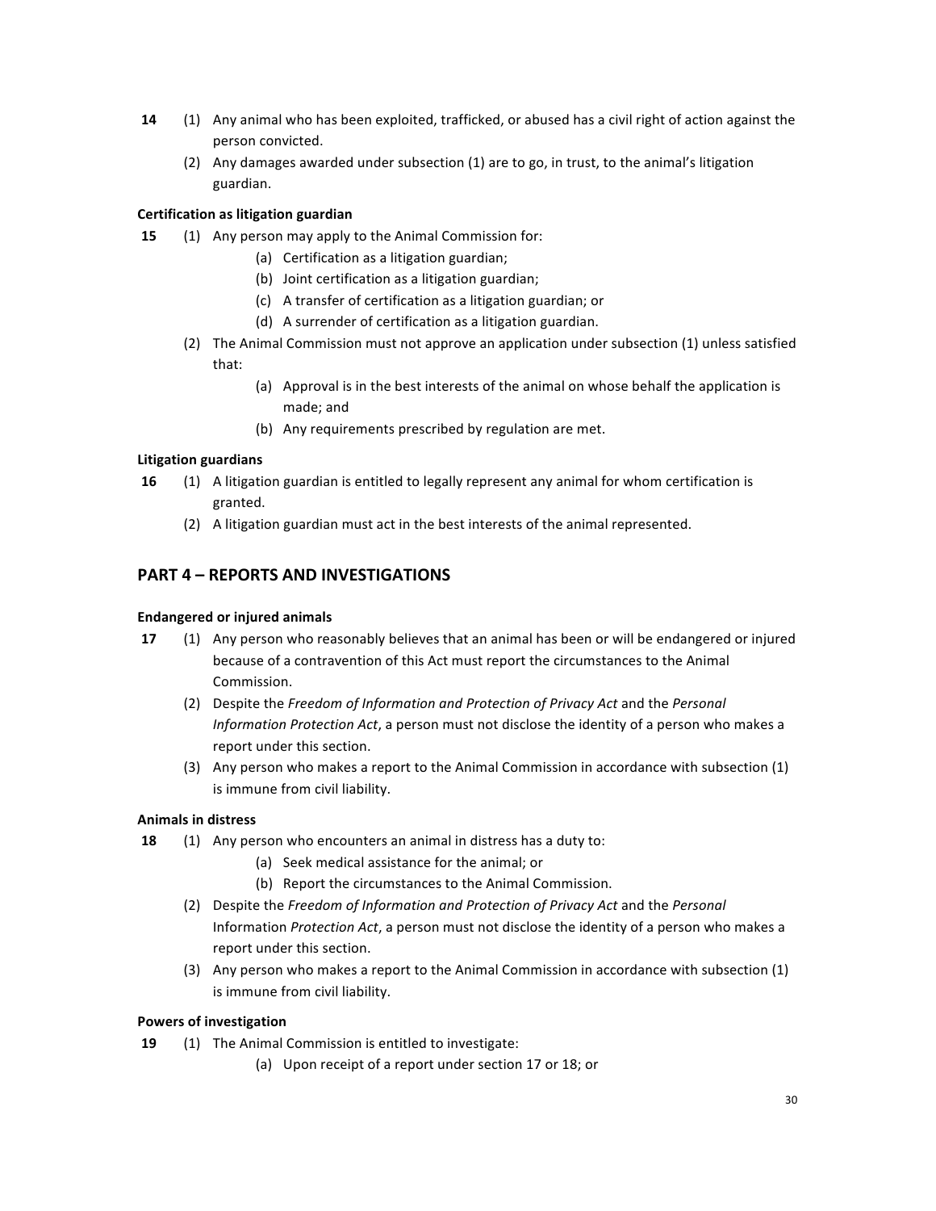**14** (1) Any animal who has been exploited, trafficked, or abused has a civil right of action against the person convicted.

(2) Any damages awarded under subsection (1) are to go, in trust, to the animal's litigation guardian.

**Certification as litigation guardian**

**15** (1) Any person may apply to the Animal Commission for:

(a) Certification as a litigation guardian;

(b) Joint certification as a litigation guardian;

(c) A transfer of certification as a litigation guardian; or

(d) A surrender of certification as a litigation guardian.

(2) The Animal Commission must not approve an application under subsection (1) unless satisfied that:

(a) Approval is in the best interests of the animal on whose behalf the application is made; and

(b) Any requirements prescribed by regulation are met.

**Litigation guardians**

**16** (1) A litigation guardian is entitled to legally represent any animal for whom certification is granted.

(2) A litigation guardian must act in the best interests of the animal represented.

## PART 4 – REPORTS AND INVESTIGATIONS

**Endangered or injured animals**

**17** (1) Any person who reasonably believes that an animal has been or will be endangered or injured because of a contravention of this Act must report the circumstances to the Animal Commission.

(2) Despite the *Freedom of Information and Protection of Privacy Act* and the *Personal Information Protection Act*, a person must not disclose the identity of a person who makes a report under this section.

(3) Any person who makes a report to the Animal Commission in accordance with subsection (1) is immune from civil liability.

**Animals in distress**

**18** (1) Any person who encounters an animal in distress has a duty to:

(a) Seek medical assistance for the animal; or

(b) Report the circumstances to the Animal Commission.

(2) Despite the *Freedom of Information and Protection of Privacy Act* and the *Personal* Information *Protection Act*, a person must not disclose the identity of a person who makes a report under this section.

(3) Any person who makes a report to the Animal Commission in accordance with subsection (1) is immune from civil liability.

**Powers of investigation**

**19** (1) The Animal Commission is entitled to investigate:

(a) Upon receipt of a report under section 17 or 18; or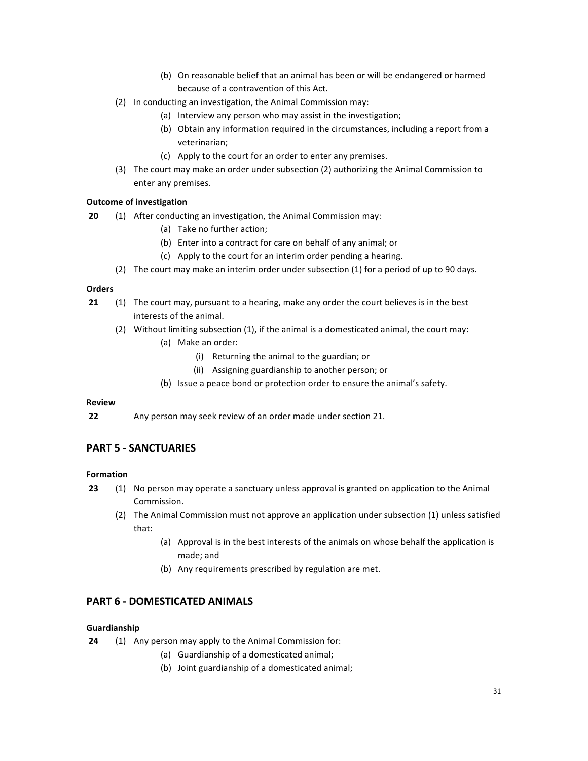(b) On reasonable belief that an animal has been or will be endangered or harmed because of a contravention of this Act.

(2) In conducting an investigation, the Animal Commission may:

  (a) Interview any person who may assist in the investigation;

  (b) Obtain any information required in the circumstances, including a report from a veterinarian;

  (c) Apply to the court for an order to enter any premises.

(3) The court may make an order under subsection (2) authorizing the Animal Commission to enter any premises.

**Outcome of investigation**

**20** (1) After conducting an investigation, the Animal Commission may:

  (a) Take no further action;

  (b) Enter into a contract for care on behalf of any animal; or

  (c) Apply to the court for an interim order pending a hearing.

(2) The court may make an interim order under subsection (1) for a period of up to 90 days.

**Orders**

**21** (1) The court may, pursuant to a hearing, make any order the court believes is in the best interests of the animal.

(2) Without limiting subsection (1), if the animal is a domesticated animal, the court may:

  (a) Make an order:

    (i) Returning the animal to the guardian; or

    (ii) Assigning guardianship to another person; or

  (b) Issue a peace bond or protection order to ensure the animal's safety.

**Review**

**22** Any person may seek review of an order made under section 21.

## PART 5 - SANCTUARIES

**Formation**

**23** (1) No person may operate a sanctuary unless approval is granted on application to the Animal Commission.

(2) The Animal Commission must not approve an application under subsection (1) unless satisfied that:

  (a) Approval is in the best interests of the animals on whose behalf the application is made; and

  (b) Any requirements prescribed by regulation are met.

## PART 6 - DOMESTICATED ANIMALS

**Guardianship**

**24** (1) Any person may apply to the Animal Commission for:

  (a) Guardianship of a domesticated animal;

  (b) Joint guardianship of a domesticated animal;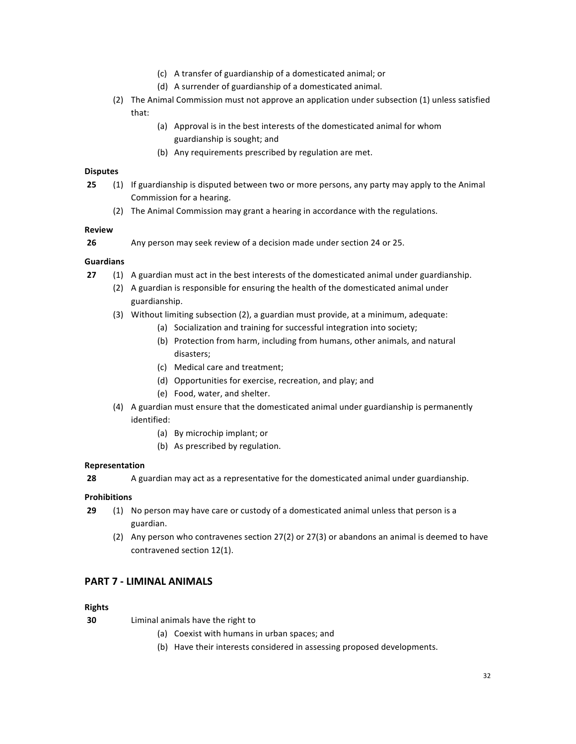(c) A transfer of guardianship of a domesticated animal; or

(d) A surrender of guardianship of a domesticated animal.

(2) The Animal Commission must not approve an application under subsection (1) unless satisfied that:

(a) Approval is in the best interests of the domesticated animal for whom guardianship is sought; and

(b) Any requirements prescribed by regulation are met.

**Disputes**

**25** (1) If guardianship is disputed between two or more persons, any party may apply to the Animal Commission for a hearing.

(2) The Animal Commission may grant a hearing in accordance with the regulations.

**Review**

**26** Any person may seek review of a decision made under section 24 or 25.

**Guardians**

**27** (1) A guardian must act in the best interests of the domesticated animal under guardianship.

(2) A guardian is responsible for ensuring the health of the domesticated animal under guardianship.

(3) Without limiting subsection (2), a guardian must provide, at a minimum, adequate:

(a) Socialization and training for successful integration into society;

(b) Protection from harm, including from humans, other animals, and natural disasters;

(c) Medical care and treatment;

(d) Opportunities for exercise, recreation, and play; and

(e) Food, water, and shelter.

(4) A guardian must ensure that the domesticated animal under guardianship is permanently identified:

(a) By microchip implant; or

(b) As prescribed by regulation.

**Representation**

**28** A guardian may act as a representative for the domesticated animal under guardianship.

**Prohibitions**

**29** (1) No person may have care or custody of a domesticated animal unless that person is a guardian.

(2) Any person who contravenes section 27(2) or 27(3) or abandons an animal is deemed to have contravened section 12(1).

## PART 7 - LIMINAL ANIMALS

**Rights**

**30** Liminal animals have the right to

(a) Coexist with humans in urban spaces; and

(b) Have their interests considered in assessing proposed developments.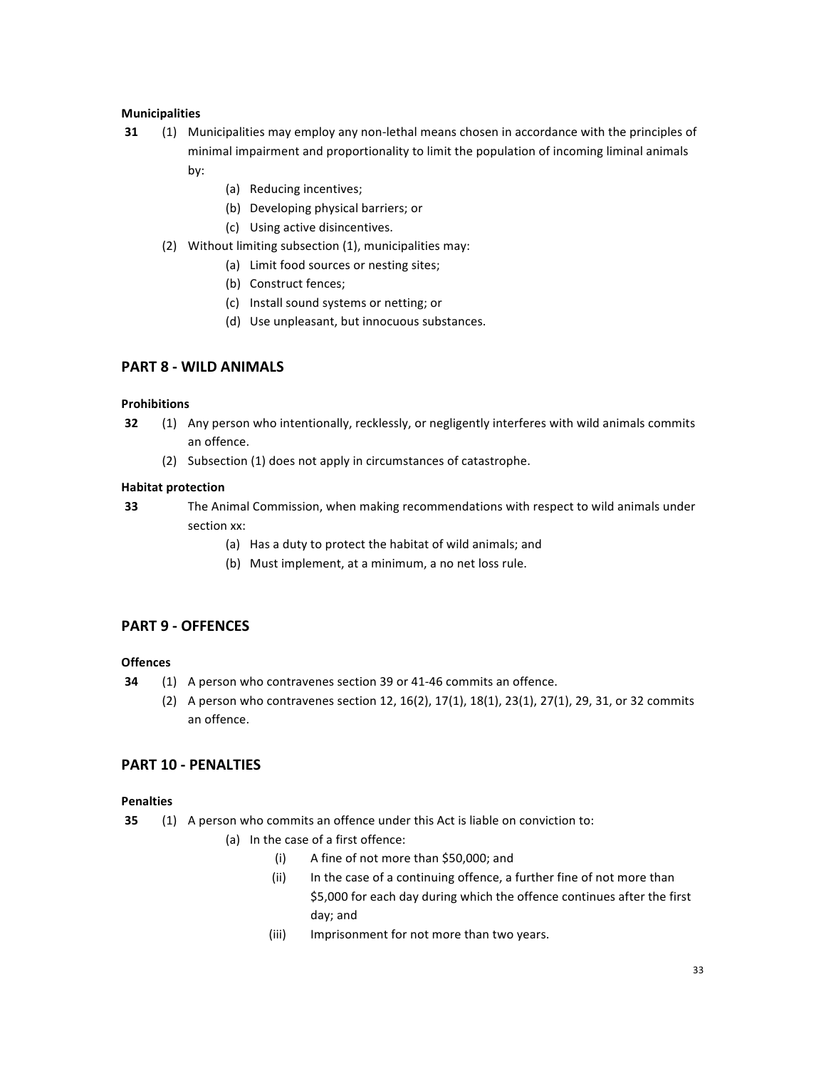**Municipalities**

**31** (1) Municipalities may employ any non-lethal means chosen in accordance with the principles of minimal impairment and proportionality to limit the population of incoming liminal animals by:

- (a) Reducing incentives;
- (b) Developing physical barriers; or
- (c) Using active disincentives.

(2) Without limiting subsection (1), municipalities may:

- (a) Limit food sources or nesting sites;
- (b) Construct fences;
- (c) Install sound systems or netting; or
- (d) Use unpleasant, but innocuous substances.

## PART 8 - WILD ANIMALS

**Prohibitions**

**32** (1) Any person who intentionally, recklessly, or negligently interferes with wild animals commits an offence.

(2) Subsection (1) does not apply in circumstances of catastrophe.

**Habitat protection**

**33** The Animal Commission, when making recommendations with respect to wild animals under section xx:

- (a) Has a duty to protect the habitat of wild animals; and
- (b) Must implement, at a minimum, a no net loss rule.

## PART 9 - OFFENCES

**Offences**

**34** (1) A person who contravenes section 39 or 41-46 commits an offence.

(2) A person who contravenes section 12, 16(2), 17(1), 18(1), 23(1), 27(1), 29, 31, or 32 commits an offence.

## PART 10 - PENALTIES

**Penalties**

**35** (1) A person who commits an offence under this Act is liable on conviction to:

- (a) In the case of a first offence:
  - (i) A fine of not more than $50,000; and
  - (ii) In the case of a continuing offence, a further fine of not more than $5,000 for each day during which the offence continues after the first day; and
  - (iii) Imprisonment for not more than two years.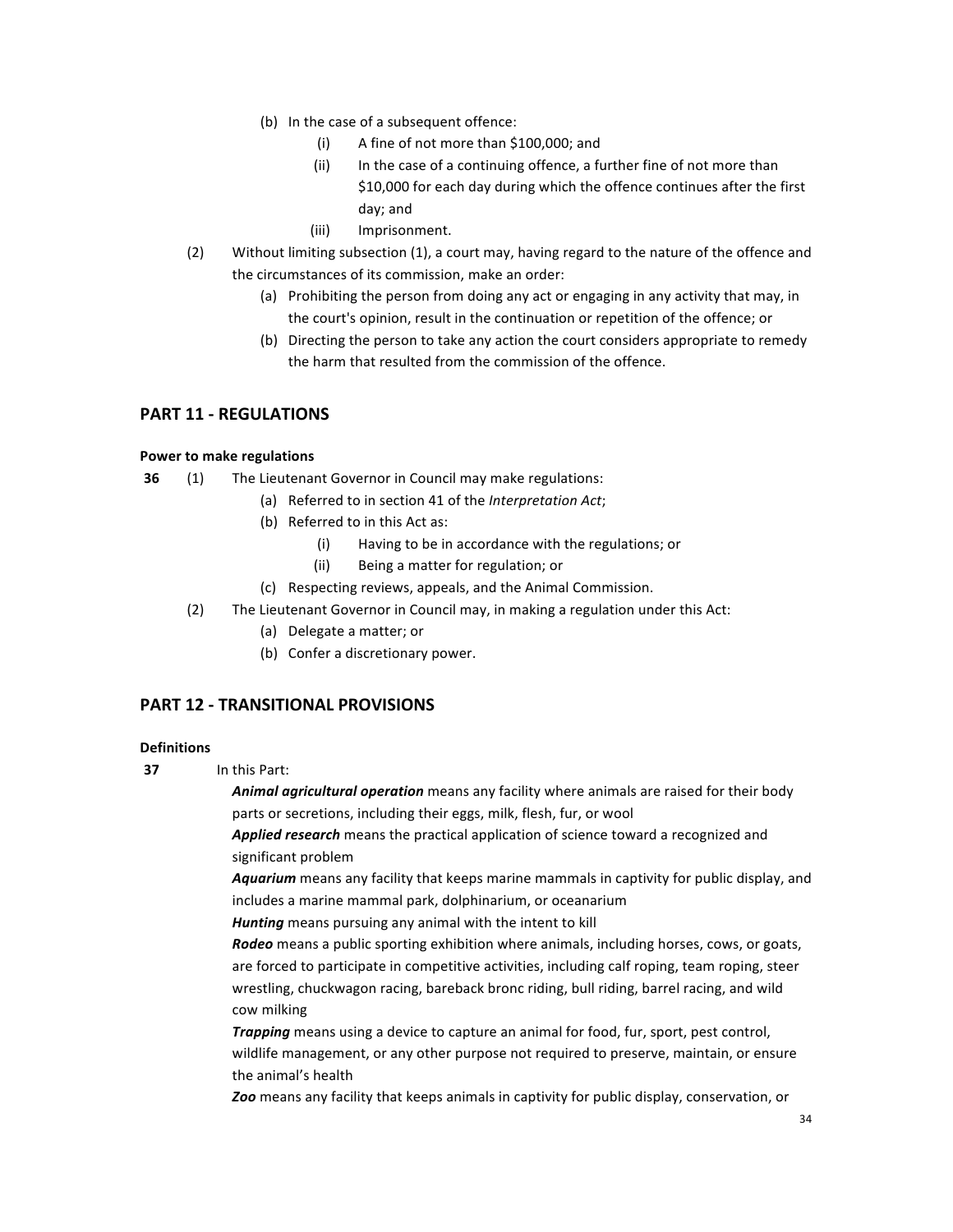(b) In the case of a subsequent offence:
   (i) A fine of not more than $100,000; and
   (ii) In the case of a continuing offence, a further fine of not more than $10,000 for each day during which the offence continues after the first day; and
   (iii) Imprisonment.

(2) Without limiting subsection (1), a court may, having regard to the nature of the offence and the circumstances of its commission, make an order:
   (a) Prohibiting the person from doing any act or engaging in any activity that may, in the court's opinion, result in the continuation or repetition of the offence; or
   (b) Directing the person to take any action the court considers appropriate to remedy the harm that resulted from the commission of the offence.

## PART 11 - REGULATIONS

**Power to make regulations**

**36** (1) The Lieutenant Governor in Council may make regulations:
   (a) Referred to in section 41 of the *Interpretation Act*;
   (b) Referred to in this Act as:
      (i) Having to be in accordance with the regulations; or
      (ii) Being a matter for regulation; or
   (c) Respecting reviews, appeals, and the Animal Commission.

(2) The Lieutenant Governor in Council may, in making a regulation under this Act:
   (a) Delegate a matter; or
   (b) Confer a discretionary power.

## PART 12 - TRANSITIONAL PROVISIONS

**Definitions**

**37** In this Part:

***Animal agricultural operation*** means any facility where animals are raised for their body parts or secretions, including their eggs, milk, flesh, fur, or wool

***Applied research*** means the practical application of science toward a recognized and significant problem

***Aquarium*** means any facility that keeps marine mammals in captivity for public display, and includes a marine mammal park, dolphinarium, or oceanarium

***Hunting*** means pursuing any animal with the intent to kill

***Rodeo*** means a public sporting exhibition where animals, including horses, cows, or goats, are forced to participate in competitive activities, including calf roping, team roping, steer wrestling, chuckwagon racing, bareback bronc riding, bull riding, barrel racing, and wild cow milking

***Trapping*** means using a device to capture an animal for food, fur, sport, pest control, wildlife management, or any other purpose not required to preserve, maintain, or ensure the animal's health

***Zoo*** means any facility that keeps animals in captivity for public display, conservation, or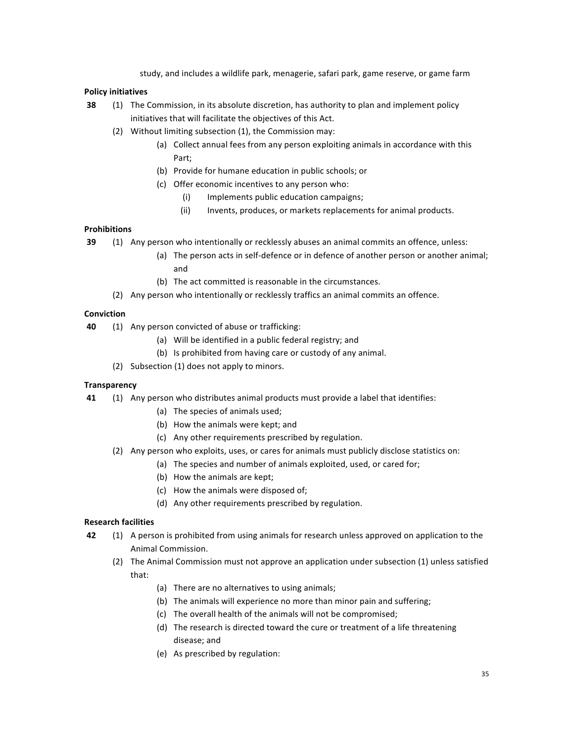study, and includes a wildlife park, menagerie, safari park, game reserve, or game farm

**Policy initiatives**

**38** (1) The Commission, in its absolute discretion, has authority to plan and implement policy initiatives that will facilitate the objectives of this Act.

(2) Without limiting subsection (1), the Commission may:

- (a) Collect annual fees from any person exploiting animals in accordance with this Part;
- (b) Provide for humane education in public schools; or
- (c) Offer economic incentives to any person who:
  - (i) Implements public education campaigns;
  - (ii) Invents, produces, or markets replacements for animal products.

**Prohibitions**

**39** (1) Any person who intentionally or recklessly abuses an animal commits an offence, unless:

- (a) The person acts in self-defence or in defence of another person or another animal; and
- (b) The act committed is reasonable in the circumstances.

(2) Any person who intentionally or recklessly traffics an animal commits an offence.

**Conviction**

**40** (1) Any person convicted of abuse or trafficking:

- (a) Will be identified in a public federal registry; and
- (b) Is prohibited from having care or custody of any animal.

(2) Subsection (1) does not apply to minors.

**Transparency**

**41** (1) Any person who distributes animal products must provide a label that identifies:

- (a) The species of animals used;
- (b) How the animals were kept; and
- (c) Any other requirements prescribed by regulation.

(2) Any person who exploits, uses, or cares for animals must publicly disclose statistics on:

- (a) The species and number of animals exploited, used, or cared for;
- (b) How the animals are kept;
- (c) How the animals were disposed of;
- (d) Any other requirements prescribed by regulation.

**Research facilities**

**42** (1) A person is prohibited from using animals for research unless approved on application to the Animal Commission.

(2) The Animal Commission must not approve an application under subsection (1) unless satisfied that:

- (a) There are no alternatives to using animals;
- (b) The animals will experience no more than minor pain and suffering;
- (c) The overall health of the animals will not be compromised;
- (d) The research is directed toward the cure or treatment of a life threatening disease; and
- (e) As prescribed by regulation: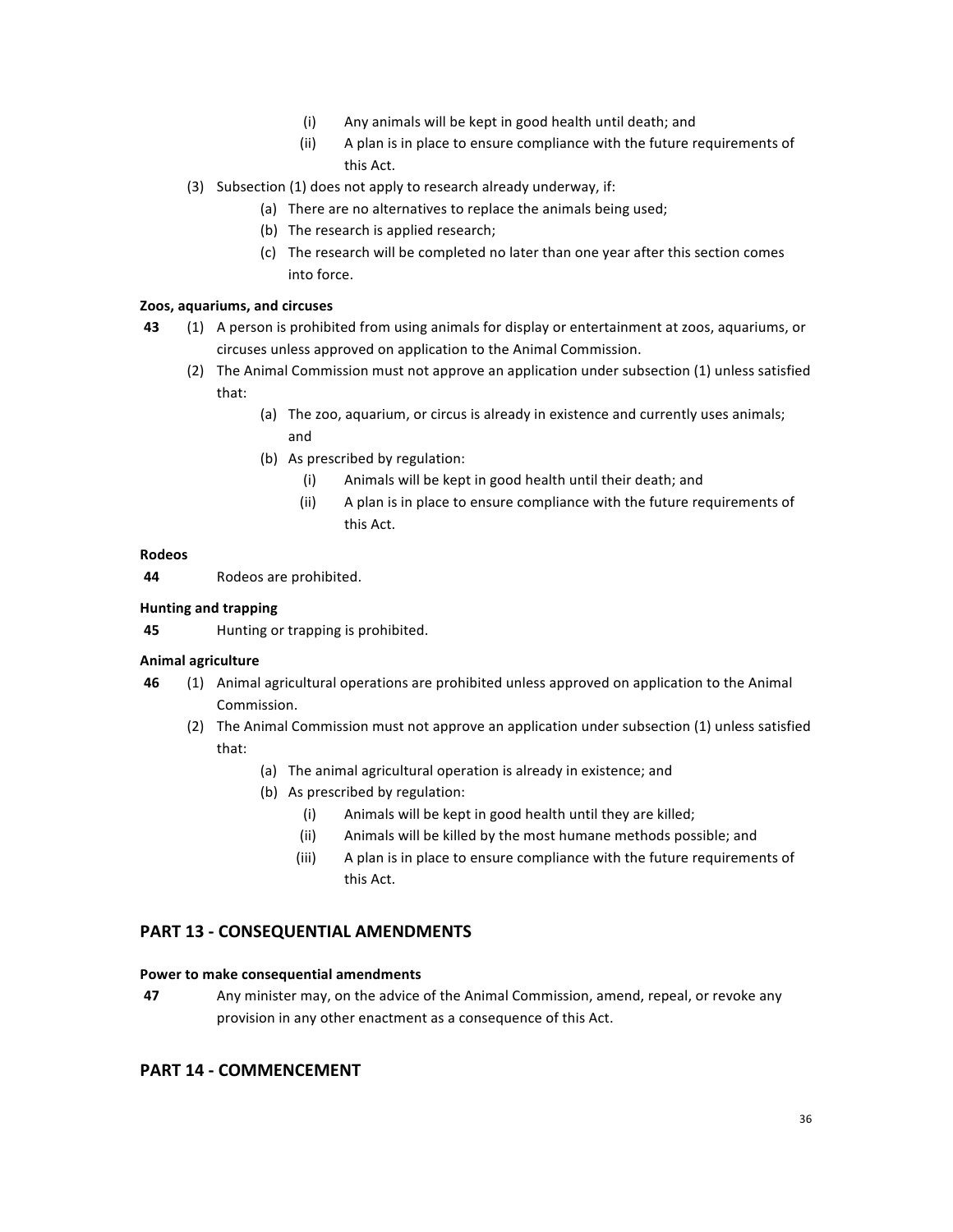- (i) Any animals will be kept in good health until death; and
- (ii) A plan is in place to ensure compliance with the future requirements of this Act.

(3) Subsection (1) does not apply to research already underway, if:

- (a) There are no alternatives to replace the animals being used;
- (b) The research is applied research;
- (c) The research will be completed no later than one year after this section comes into force.

**Zoos, aquariums, and circuses**

**43** (1) A person is prohibited from using animals for display or entertainment at zoos, aquariums, or circuses unless approved on application to the Animal Commission.

(2) The Animal Commission must not approve an application under subsection (1) unless satisfied that:

- (a) The zoo, aquarium, or circus is already in existence and currently uses animals; and
- (b) As prescribed by regulation:
  - (i) Animals will be kept in good health until their death; and
  - (ii) A plan is in place to ensure compliance with the future requirements of this Act.

**Rodeos**

**44** Rodeos are prohibited.

**Hunting and trapping**

**45** Hunting or trapping is prohibited.

**Animal agriculture**

**46** (1) Animal agricultural operations are prohibited unless approved on application to the Animal Commission.

(2) The Animal Commission must not approve an application under subsection (1) unless satisfied that:

- (a) The animal agricultural operation is already in existence; and
- (b) As prescribed by regulation:
  - (i) Animals will be kept in good health until they are killed;
  - (ii) Animals will be killed by the most humane methods possible; and
  - (iii) A plan is in place to ensure compliance with the future requirements of this Act.

## PART 13 - CONSEQUENTIAL AMENDMENTS

**Power to make consequential amendments**

**47** Any minister may, on the advice of the Animal Commission, amend, repeal, or revoke any provision in any other enactment as a consequence of this Act.

## PART 14 - COMMENCEMENT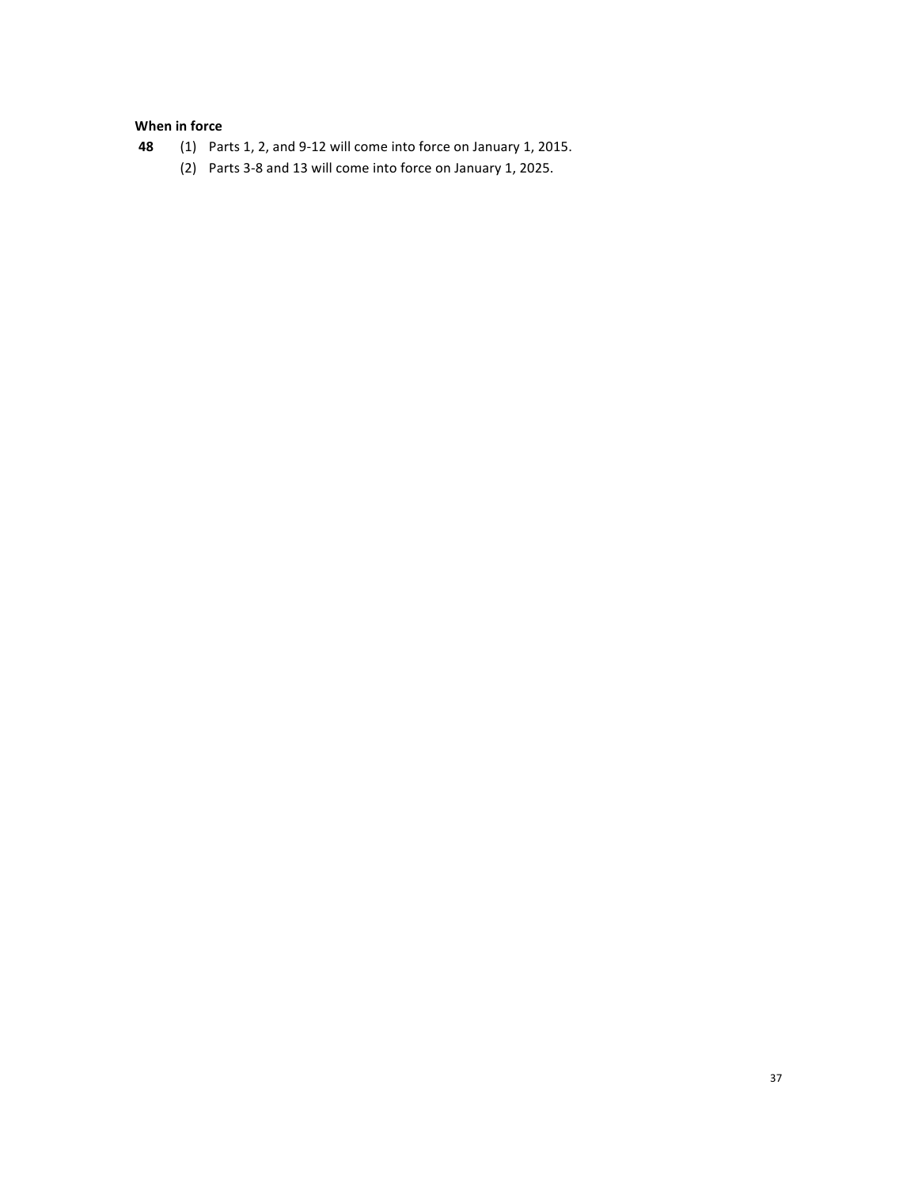**When in force**

**48** (1) Parts 1, 2, and 9-12 will come into force on January 1, 2015.

(2) Parts 3-8 and 13 will come into force on January 1, 2025.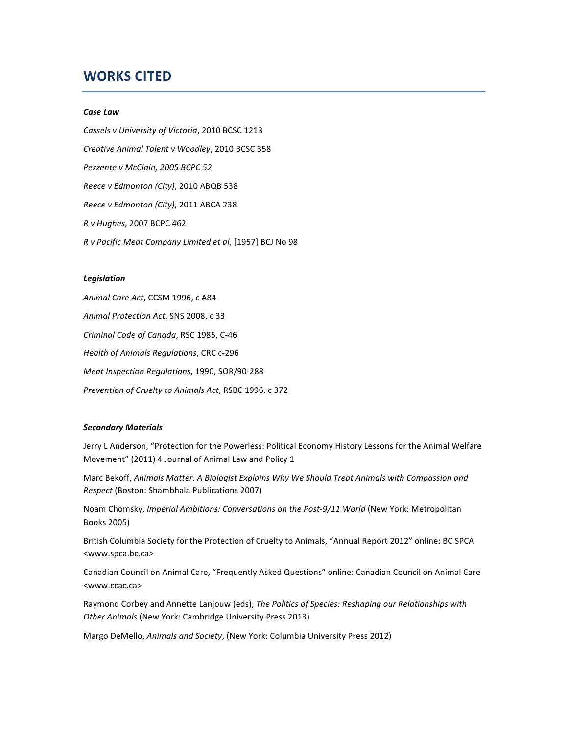# WORKS CITED

***Case Law***

*Cassels v University of Victoria*, 2010 BCSC 1213

*Creative Animal Talent v Woodley*, 2010 BCSC 358

*Pezzente v McClain, 2005 BCPC 52*

*Reece v Edmonton (City)*, 2010 ABQB 538

*Reece v Edmonton (City)*, 2011 ABCA 238

*R v Hughes*, 2007 BCPC 462

*R v Pacific Meat Company Limited et al*, [1957] BCJ No 98

***Legislation***

*Animal Care Act*, CCSM 1996, c A84

*Animal Protection Act*, SNS 2008, c 33

*Criminal Code of Canada*, RSC 1985, C-46

*Health of Animals Regulations*, CRC c-296

*Meat Inspection Regulations*, 1990, SOR/90-288

*Prevention of Cruelty to Animals Act*, RSBC 1996, c 372

***Secondary Materials***

Jerry L Anderson, "Protection for the Powerless: Political Economy History Lessons for the Animal Welfare Movement" (2011) 4 Journal of Animal Law and Policy 1

Marc Bekoff, *Animals Matter: A Biologist Explains Why We Should Treat Animals with Compassion and Respect* (Boston: Shambhala Publications 2007)

Noam Chomsky, *Imperial Ambitions: Conversations on the Post-9/11 World* (New York: Metropolitan Books 2005)

British Columbia Society for the Protection of Cruelty to Animals, "Annual Report 2012" online: BC SPCA <www.spca.bc.ca>

Canadian Council on Animal Care, "Frequently Asked Questions" online: Canadian Council on Animal Care <www.ccac.ca>

Raymond Corbey and Annette Lanjouw (eds), *The Politics of Species: Reshaping our Relationships with Other Animals* (New York: Cambridge University Press 2013)

Margo DeMello, *Animals and Society*, (New York: Columbia University Press 2012)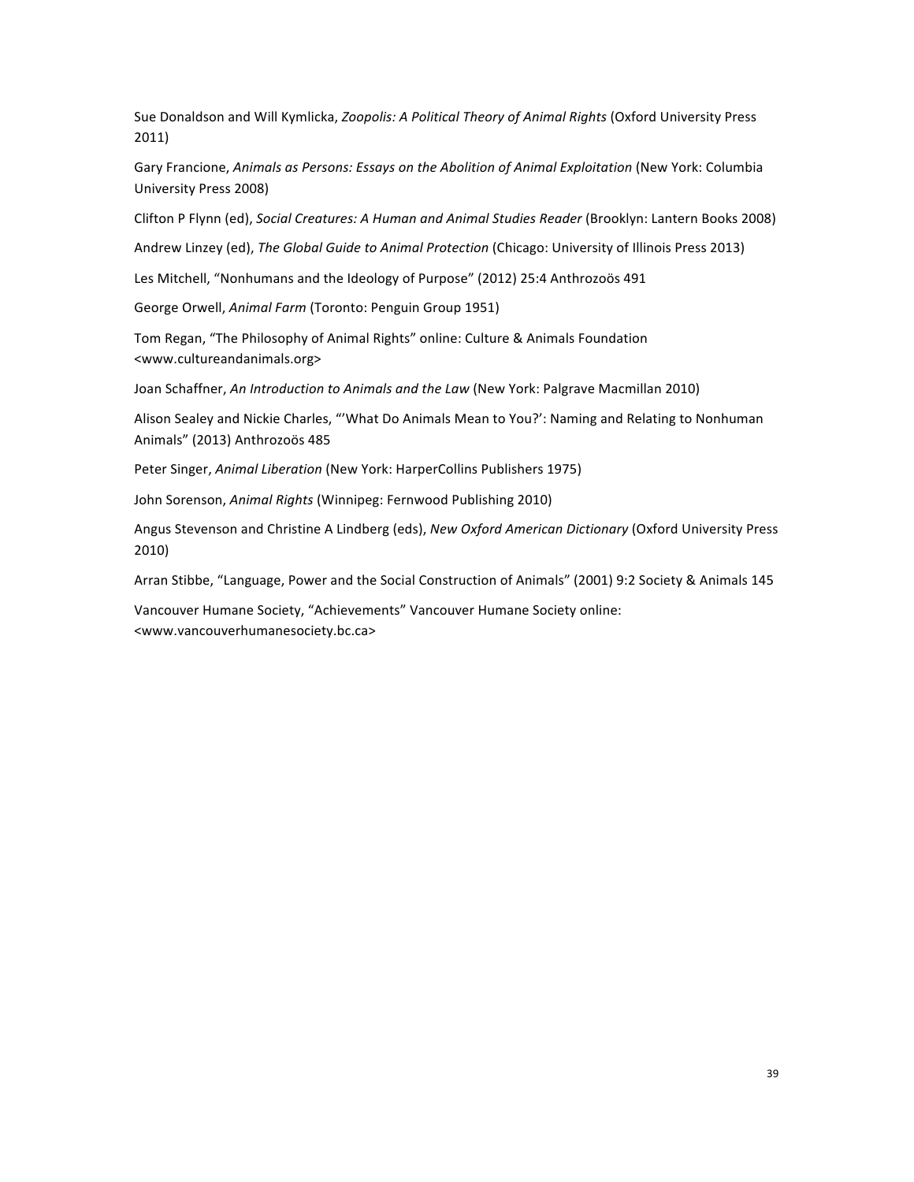Sue Donaldson and Will Kymlicka, *Zoopolis: A Political Theory of Animal Rights* (Oxford University Press 2011)

Gary Francione, *Animals as Persons: Essays on the Abolition of Animal Exploitation* (New York: Columbia University Press 2008)

Clifton P Flynn (ed), *Social Creatures: A Human and Animal Studies Reader* (Brooklyn: Lantern Books 2008)

Andrew Linzey (ed), *The Global Guide to Animal Protection* (Chicago: University of Illinois Press 2013)

Les Mitchell, "Nonhumans and the Ideology of Purpose" (2012) 25:4 Anthrozoös 491

George Orwell, *Animal Farm* (Toronto: Penguin Group 1951)

Tom Regan, "The Philosophy of Animal Rights" online: Culture & Animals Foundation <www.cultureandanimals.org>

Joan Schaffner, *An Introduction to Animals and the Law* (New York: Palgrave Macmillan 2010)

Alison Sealey and Nickie Charles, "'What Do Animals Mean to You?': Naming and Relating to Nonhuman Animals" (2013) Anthrozoös 485

Peter Singer, *Animal Liberation* (New York: HarperCollins Publishers 1975)

John Sorenson, *Animal Rights* (Winnipeg: Fernwood Publishing 2010)

Angus Stevenson and Christine A Lindberg (eds), *New Oxford American Dictionary* (Oxford University Press 2010)

Arran Stibbe, "Language, Power and the Social Construction of Animals" (2001) 9:2 Society & Animals 145

Vancouver Humane Society, "Achievements" Vancouver Humane Society online: <www.vancouverhumanesociety.bc.ca>